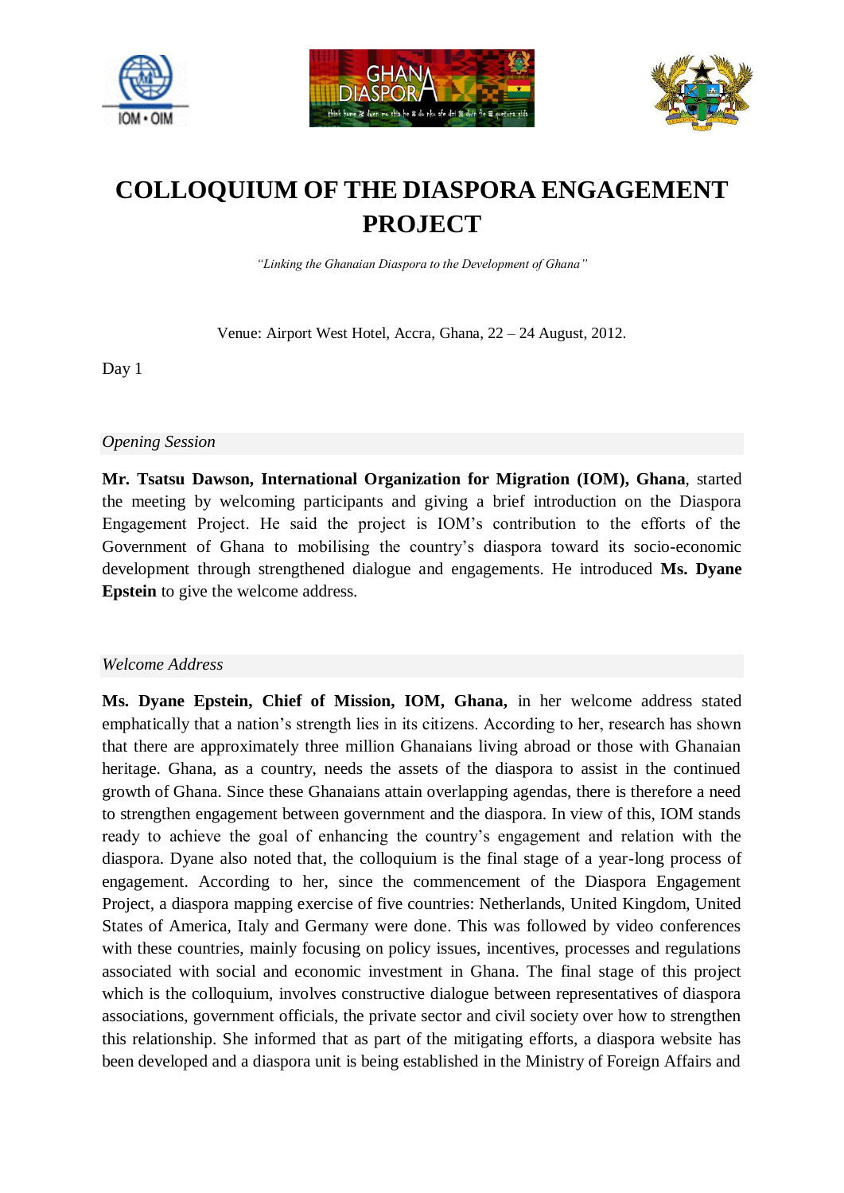# COLLOQUIUM OF THE DIASPORA ENGAGEMENT PROJECT

*"Linking the Ghanaian Diaspora to the Development of Ghana"*

Venue: Airport West Hotel, Accra, Ghana, 22 – 24 August, 2012.

Day 1

## *Opening Session*

**Mr. Tsatsu Dawson, International Organization for Migration (IOM), Ghana**, started the meeting by welcoming participants and giving a brief introduction on the Diaspora Engagement Project. He said the project is IOM's contribution to the efforts of the Government of Ghana to mobilising the country's diaspora toward its socio-economic development through strengthened dialogue and engagements. He introduced **Ms. Dyane Epstein** to give the welcome address.

## *Welcome Address*

**Ms. Dyane Epstein, Chief of Mission, IOM, Ghana,** in her welcome address stated emphatically that a nation's strength lies in its citizens. According to her, research has shown that there are approximately three million Ghanaians living abroad or those with Ghanaian heritage. Ghana, as a country, needs the assets of the diaspora to assist in the continued growth of Ghana. Since these Ghanaians attain overlapping agendas, there is therefore a need to strengthen engagement between government and the diaspora. In view of this, IOM stands ready to achieve the goal of enhancing the country's engagement and relation with the diaspora. Dyane also noted that, the colloquium is the final stage of a year-long process of engagement. According to her, since the commencement of the Diaspora Engagement Project, a diaspora mapping exercise of five countries: Netherlands, United Kingdom, United States of America, Italy and Germany were done. This was followed by video conferences with these countries, mainly focusing on policy issues, incentives, processes and regulations associated with social and economic investment in Ghana. The final stage of this project which is the colloquium, involves constructive dialogue between representatives of diaspora associations, government officials, the private sector and civil society over how to strengthen this relationship. She informed that as part of the mitigating efforts, a diaspora website has been developed and a diaspora unit is being established in the Ministry of Foreign Affairs and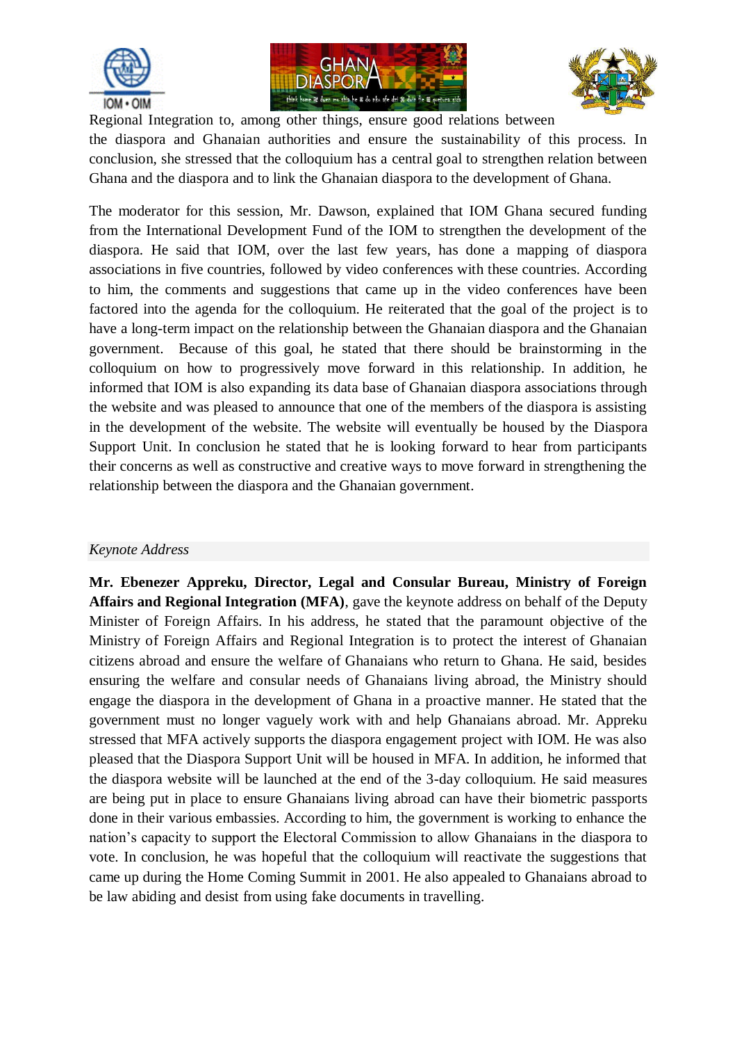Regional Integration to, among other things, ensure good relations between the diaspora and Ghanaian authorities and ensure the sustainability of this process. In conclusion, she stressed that the colloquium has a central goal to strengthen relation between Ghana and the diaspora and to link the Ghanaian diaspora to the development of Ghana.

The moderator for this session, Mr. Dawson, explained that IOM Ghana secured funding from the International Development Fund of the IOM to strengthen the development of the diaspora. He said that IOM, over the last few years, has done a mapping of diaspora associations in five countries, followed by video conferences with these countries. According to him, the comments and suggestions that came up in the video conferences have been factored into the agenda for the colloquium. He reiterated that the goal of the project is to have a long-term impact on the relationship between the Ghanaian diaspora and the Ghanaian government. Because of this goal, he stated that there should be brainstorming in the colloquium on how to progressively move forward in this relationship. In addition, he informed that IOM is also expanding its data base of Ghanaian diaspora associations through the website and was pleased to announce that one of the members of the diaspora is assisting in the development of the website. The website will eventually be housed by the Diaspora Support Unit. In conclusion he stated that he is looking forward to hear from participants their concerns as well as constructive and creative ways to move forward in strengthening the relationship between the diaspora and the Ghanaian government.

*Keynote Address*

**Mr. Ebenezer Appreku, Director, Legal and Consular Bureau, Ministry of Foreign Affairs and Regional Integration (MFA)**, gave the keynote address on behalf of the Deputy Minister of Foreign Affairs. In his address, he stated that the paramount objective of the Ministry of Foreign Affairs and Regional Integration is to protect the interest of Ghanaian citizens abroad and ensure the welfare of Ghanaians who return to Ghana. He said, besides ensuring the welfare and consular needs of Ghanaians living abroad, the Ministry should engage the diaspora in the development of Ghana in a proactive manner. He stated that the government must no longer vaguely work with and help Ghanaians abroad. Mr. Appreku stressed that MFA actively supports the diaspora engagement project with IOM. He was also pleased that the Diaspora Support Unit will be housed in MFA. In addition, he informed that the diaspora website will be launched at the end of the 3-day colloquium. He said measures are being put in place to ensure Ghanaians living abroad can have their biometric passports done in their various embassies. According to him, the government is working to enhance the nation's capacity to support the Electoral Commission to allow Ghanaians in the diaspora to vote. In conclusion, he was hopeful that the colloquium will reactivate the suggestions that came up during the Home Coming Summit in 2001. He also appealed to Ghanaians abroad to be law abiding and desist from using fake documents in travelling.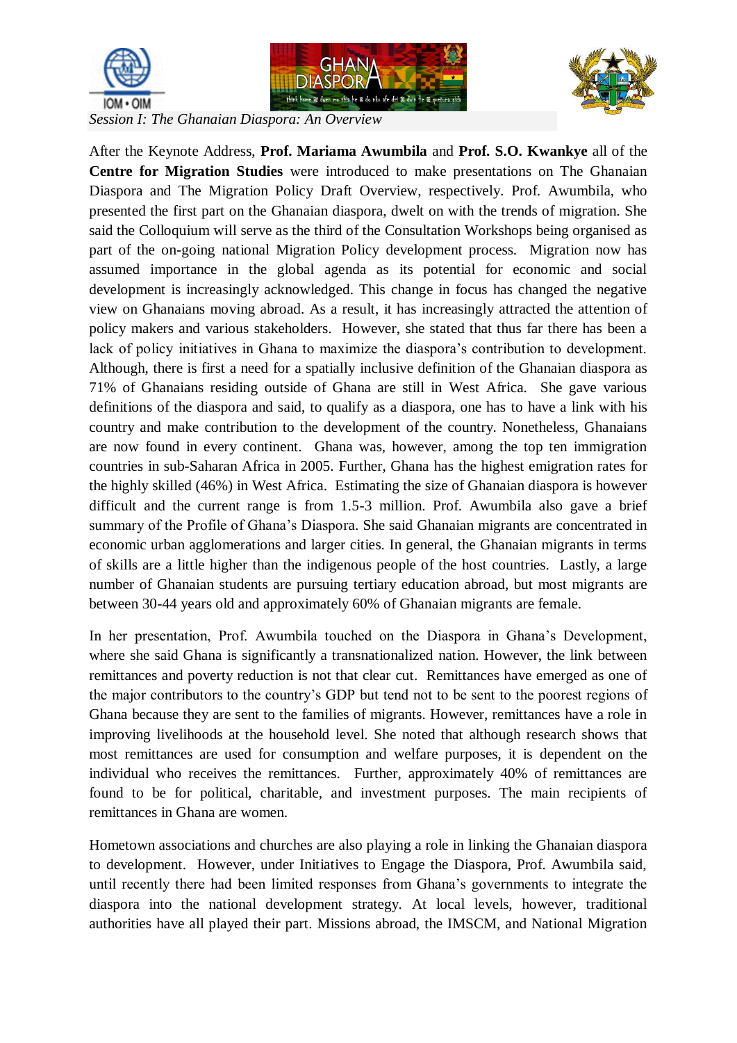*Session I: The Ghanaian Diaspora: An Overview*

After the Keynote Address, **Prof. Mariama Awumbila** and **Prof. S.O. Kwankye** all of the **Centre for Migration Studies** were introduced to make presentations on The Ghanaian Diaspora and The Migration Policy Draft Overview, respectively. Prof. Awumbila, who presented the first part on the Ghanaian diaspora, dwelt on with the trends of migration. She said the Colloquium will serve as the third of the Consultation Workshops being organised as part of the on-going national Migration Policy development process. Migration now has assumed importance in the global agenda as its potential for economic and social development is increasingly acknowledged. This change in focus has changed the negative view on Ghanaians moving abroad. As a result, it has increasingly attracted the attention of policy makers and various stakeholders. However, she stated that thus far there has been a lack of policy initiatives in Ghana to maximize the diaspora's contribution to development. Although, there is first a need for a spatially inclusive definition of the Ghanaian diaspora as 71% of Ghanaians residing outside of Ghana are still in West Africa. She gave various definitions of the diaspora and said, to qualify as a diaspora, one has to have a link with his country and make contribution to the development of the country. Nonetheless, Ghanaians are now found in every continent. Ghana was, however, among the top ten immigration countries in sub-Saharan Africa in 2005. Further, Ghana has the highest emigration rates for the highly skilled (46%) in West Africa. Estimating the size of Ghanaian diaspora is however difficult and the current range is from 1.5-3 million. Prof. Awumbila also gave a brief summary of the Profile of Ghana's Diaspora. She said Ghanaian migrants are concentrated in economic urban agglomerations and larger cities. In general, the Ghanaian migrants in terms of skills are a little higher than the indigenous people of the host countries. Lastly, a large number of Ghanaian students are pursuing tertiary education abroad, but most migrants are between 30-44 years old and approximately 60% of Ghanaian migrants are female.

In her presentation, Prof. Awumbila touched on the Diaspora in Ghana's Development, where she said Ghana is significantly a transnationalized nation. However, the link between remittances and poverty reduction is not that clear cut. Remittances have emerged as one of the major contributors to the country's GDP but tend not to be sent to the poorest regions of Ghana because they are sent to the families of migrants. However, remittances have a role in improving livelihoods at the household level. She noted that although research shows that most remittances are used for consumption and welfare purposes, it is dependent on the individual who receives the remittances. Further, approximately 40% of remittances are found to be for political, charitable, and investment purposes. The main recipients of remittances in Ghana are women.

Hometown associations and churches are also playing a role in linking the Ghanaian diaspora to development. However, under Initiatives to Engage the Diaspora, Prof. Awumbila said, until recently there had been limited responses from Ghana's governments to integrate the diaspora into the national development strategy. At local levels, however, traditional authorities have all played their part. Missions abroad, the IMSCM, and National Migration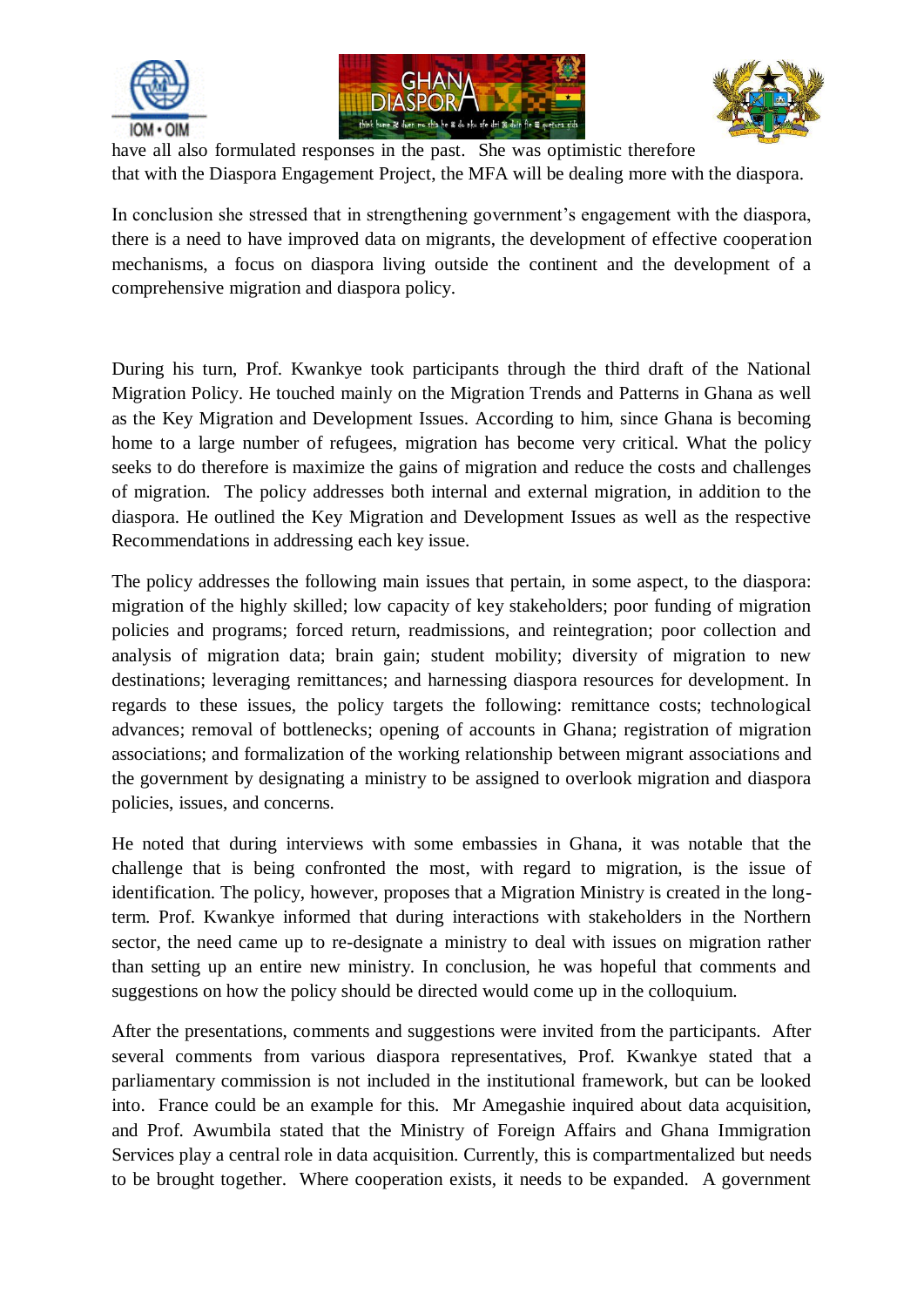have all also formulated responses in the past. She was optimistic therefore that with the Diaspora Engagement Project, the MFA will be dealing more with the diaspora.

In conclusion she stressed that in strengthening government's engagement with the diaspora, there is a need to have improved data on migrants, the development of effective cooperation mechanisms, a focus on diaspora living outside the continent and the development of a comprehensive migration and diaspora policy.

During his turn, Prof. Kwankye took participants through the third draft of the National Migration Policy. He touched mainly on the Migration Trends and Patterns in Ghana as well as the Key Migration and Development Issues. According to him, since Ghana is becoming home to a large number of refugees, migration has become very critical. What the policy seeks to do therefore is maximize the gains of migration and reduce the costs and challenges of migration. The policy addresses both internal and external migration, in addition to the diaspora. He outlined the Key Migration and Development Issues as well as the respective Recommendations in addressing each key issue.

The policy addresses the following main issues that pertain, in some aspect, to the diaspora: migration of the highly skilled; low capacity of key stakeholders; poor funding of migration policies and programs; forced return, readmissions, and reintegration; poor collection and analysis of migration data; brain gain; student mobility; diversity of migration to new destinations; leveraging remittances; and harnessing diaspora resources for development. In regards to these issues, the policy targets the following: remittance costs; technological advances; removal of bottlenecks; opening of accounts in Ghana; registration of migration associations; and formalization of the working relationship between migrant associations and the government by designating a ministry to be assigned to overlook migration and diaspora policies, issues, and concerns.

He noted that during interviews with some embassies in Ghana, it was notable that the challenge that is being confronted the most, with regard to migration, is the issue of identification. The policy, however, proposes that a Migration Ministry is created in the long-term. Prof. Kwankye informed that during interactions with stakeholders in the Northern sector, the need came up to re-designate a ministry to deal with issues on migration rather than setting up an entire new ministry. In conclusion, he was hopeful that comments and suggestions on how the policy should be directed would come up in the colloquium.

After the presentations, comments and suggestions were invited from the participants. After several comments from various diaspora representatives, Prof. Kwankye stated that a parliamentary commission is not included in the institutional framework, but can be looked into. France could be an example for this. Mr Amegashie inquired about data acquisition, and Prof. Awumbila stated that the Ministry of Foreign Affairs and Ghana Immigration Services play a central role in data acquisition. Currently, this is compartmentalized but needs to be brought together. Where cooperation exists, it needs to be expanded. A government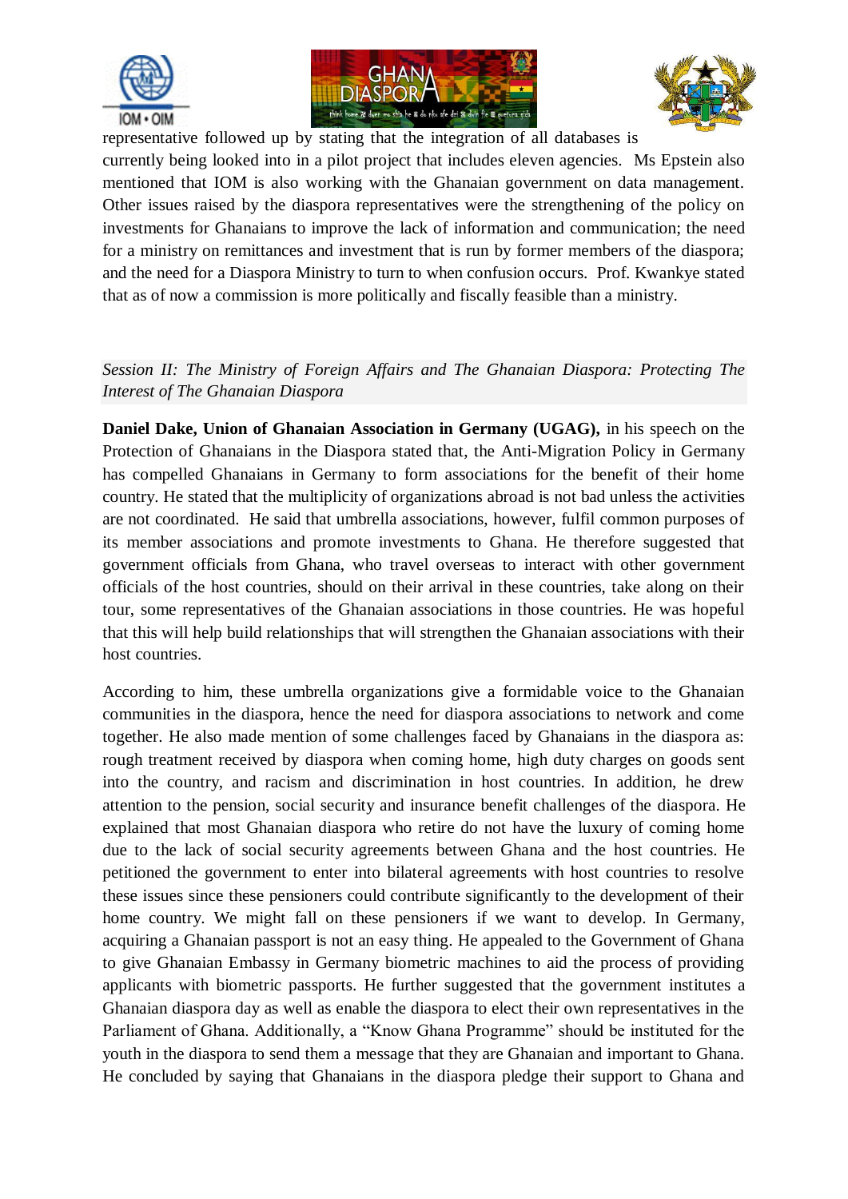representative followed up by stating that the integration of all databases is currently being looked into in a pilot project that includes eleven agencies. Ms Epstein also mentioned that IOM is also working with the Ghanaian government on data management. Other issues raised by the diaspora representatives were the strengthening of the policy on investments for Ghanaians to improve the lack of information and communication; the need for a ministry on remittances and investment that is run by former members of the diaspora; and the need for a Diaspora Ministry to turn to when confusion occurs. Prof. Kwankye stated that as of now a commission is more politically and fiscally feasible than a ministry.

*Session II: The Ministry of Foreign Affairs and The Ghanaian Diaspora: Protecting The Interest of The Ghanaian Diaspora*

**Daniel Dake, Union of Ghanaian Association in Germany (UGAG),** in his speech on the Protection of Ghanaians in the Diaspora stated that, the Anti-Migration Policy in Germany has compelled Ghanaians in Germany to form associations for the benefit of their home country. He stated that the multiplicity of organizations abroad is not bad unless the activities are not coordinated. He said that umbrella associations, however, fulfil common purposes of its member associations and promote investments to Ghana. He therefore suggested that government officials from Ghana, who travel overseas to interact with other government officials of the host countries, should on their arrival in these countries, take along on their tour, some representatives of the Ghanaian associations in those countries. He was hopeful that this will help build relationships that will strengthen the Ghanaian associations with their host countries.

According to him, these umbrella organizations give a formidable voice to the Ghanaian communities in the diaspora, hence the need for diaspora associations to network and come together. He also made mention of some challenges faced by Ghanaians in the diaspora as: rough treatment received by diaspora when coming home, high duty charges on goods sent into the country, and racism and discrimination in host countries. In addition, he drew attention to the pension, social security and insurance benefit challenges of the diaspora. He explained that most Ghanaian diaspora who retire do not have the luxury of coming home due to the lack of social security agreements between Ghana and the host countries. He petitioned the government to enter into bilateral agreements with host countries to resolve these issues since these pensioners could contribute significantly to the development of their home country. We might fall on these pensioners if we want to develop. In Germany, acquiring a Ghanaian passport is not an easy thing. He appealed to the Government of Ghana to give Ghanaian Embassy in Germany biometric machines to aid the process of providing applicants with biometric passports. He further suggested that the government institutes a Ghanaian diaspora day as well as enable the diaspora to elect their own representatives in the Parliament of Ghana. Additionally, a "Know Ghana Programme" should be instituted for the youth in the diaspora to send them a message that they are Ghanaian and important to Ghana. He concluded by saying that Ghanaians in the diaspora pledge their support to Ghana and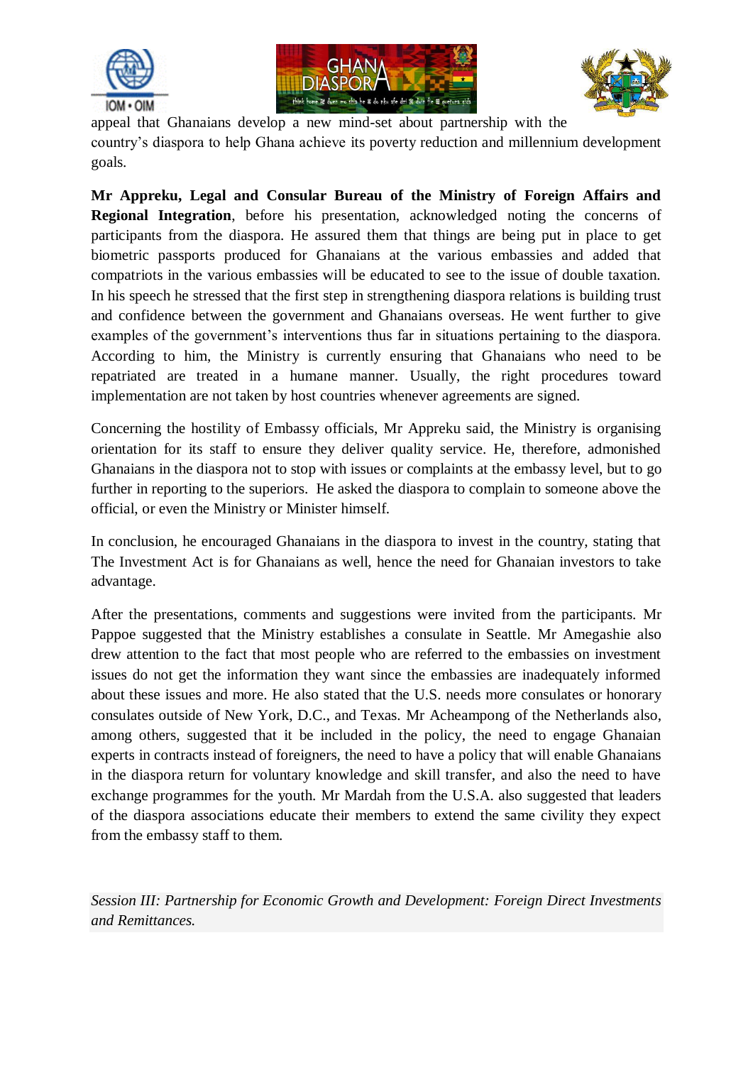appeal that Ghanaians develop a new mind-set about partnership with the country's diaspora to help Ghana achieve its poverty reduction and millennium development goals.

**Mr Appreku, Legal and Consular Bureau of the Ministry of Foreign Affairs and Regional Integration**, before his presentation, acknowledged noting the concerns of participants from the diaspora. He assured them that things are being put in place to get biometric passports produced for Ghanaians at the various embassies and added that compatriots in the various embassies will be educated to see to the issue of double taxation. In his speech he stressed that the first step in strengthening diaspora relations is building trust and confidence between the government and Ghanaians overseas. He went further to give examples of the government's interventions thus far in situations pertaining to the diaspora. According to him, the Ministry is currently ensuring that Ghanaians who need to be repatriated are treated in a humane manner. Usually, the right procedures toward implementation are not taken by host countries whenever agreements are signed.

Concerning the hostility of Embassy officials, Mr Appreku said, the Ministry is organising orientation for its staff to ensure they deliver quality service. He, therefore, admonished Ghanaians in the diaspora not to stop with issues or complaints at the embassy level, but to go further in reporting to the superiors. He asked the diaspora to complain to someone above the official, or even the Ministry or Minister himself.

In conclusion, he encouraged Ghanaians in the diaspora to invest in the country, stating that The Investment Act is for Ghanaians as well, hence the need for Ghanaian investors to take advantage.

After the presentations, comments and suggestions were invited from the participants. Mr Pappoe suggested that the Ministry establishes a consulate in Seattle. Mr Amegashie also drew attention to the fact that most people who are referred to the embassies on investment issues do not get the information they want since the embassies are inadequately informed about these issues and more. He also stated that the U.S. needs more consulates or honorary consulates outside of New York, D.C., and Texas. Mr Acheampong of the Netherlands also, among others, suggested that it be included in the policy, the need to engage Ghanaian experts in contracts instead of foreigners, the need to have a policy that will enable Ghanaians in the diaspora return for voluntary knowledge and skill transfer, and also the need to have exchange programmes for the youth. Mr Mardah from the U.S.A. also suggested that leaders of the diaspora associations educate their members to extend the same civility they expect from the embassy staff to them.

*Session III: Partnership for Economic Growth and Development: Foreign Direct Investments and Remittances.*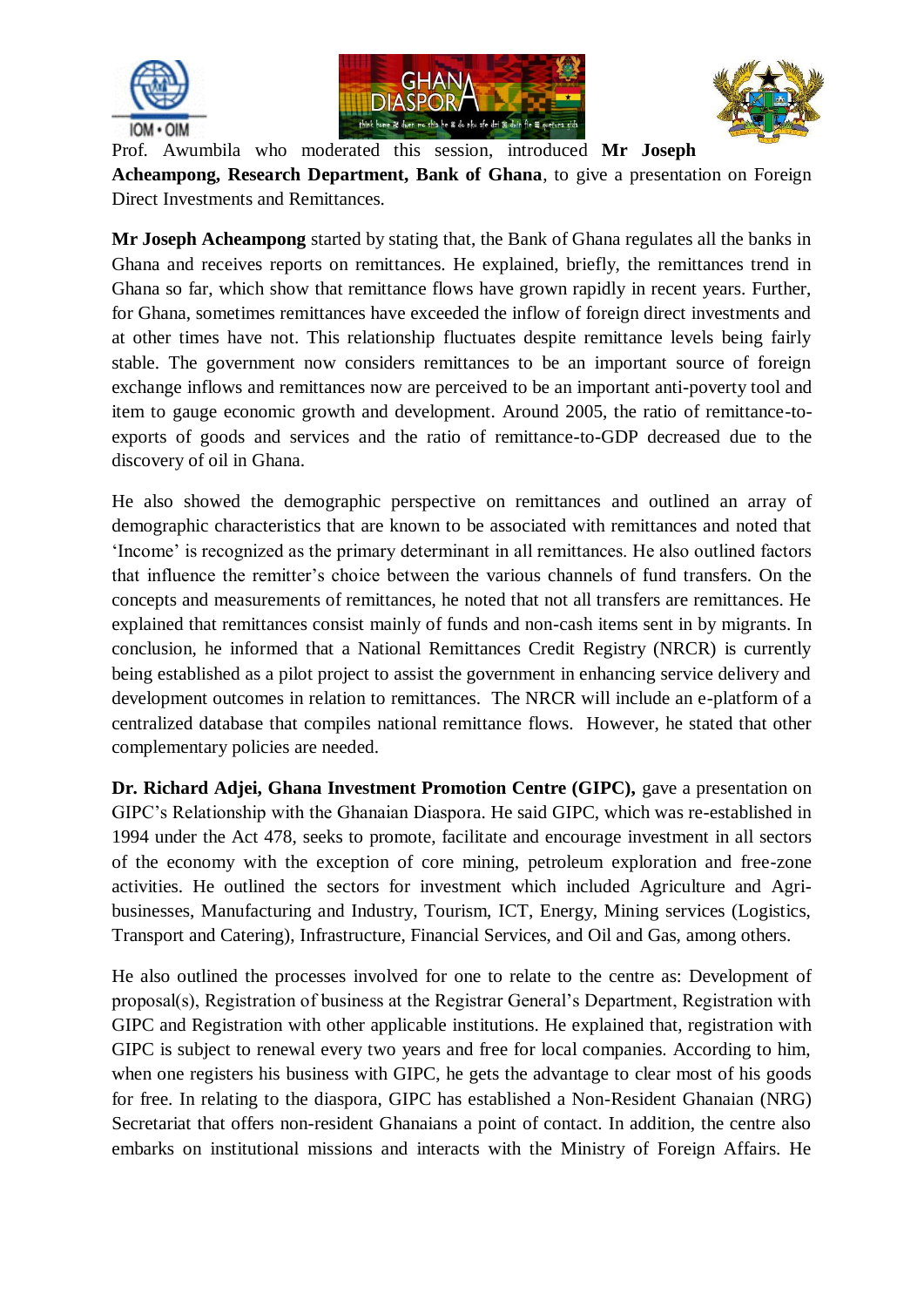Prof. Awumbila who moderated this session, introduced **Mr Joseph Acheampong, Research Department, Bank of Ghana**, to give a presentation on Foreign Direct Investments and Remittances.

**Mr Joseph Acheampong** started by stating that, the Bank of Ghana regulates all the banks in Ghana and receives reports on remittances. He explained, briefly, the remittances trend in Ghana so far, which show that remittance flows have grown rapidly in recent years. Further, for Ghana, sometimes remittances have exceeded the inflow of foreign direct investments and at other times have not. This relationship fluctuates despite remittance levels being fairly stable. The government now considers remittances to be an important source of foreign exchange inflows and remittances now are perceived to be an important anti-poverty tool and item to gauge economic growth and development. Around 2005, the ratio of remittance-to-exports of goods and services and the ratio of remittance-to-GDP decreased due to the discovery of oil in Ghana.

He also showed the demographic perspective on remittances and outlined an array of demographic characteristics that are known to be associated with remittances and noted that 'Income' is recognized as the primary determinant in all remittances. He also outlined factors that influence the remitter's choice between the various channels of fund transfers. On the concepts and measurements of remittances, he noted that not all transfers are remittances. He explained that remittances consist mainly of funds and non-cash items sent in by migrants. In conclusion, he informed that a National Remittances Credit Registry (NRCR) is currently being established as a pilot project to assist the government in enhancing service delivery and development outcomes in relation to remittances. The NRCR will include an e-platform of a centralized database that compiles national remittance flows. However, he stated that other complementary policies are needed.

**Dr. Richard Adjei, Ghana Investment Promotion Centre (GIPC),** gave a presentation on GIPC's Relationship with the Ghanaian Diaspora. He said GIPC, which was re-established in 1994 under the Act 478, seeks to promote, facilitate and encourage investment in all sectors of the economy with the exception of core mining, petroleum exploration and free-zone activities. He outlined the sectors for investment which included Agriculture and Agri-businesses, Manufacturing and Industry, Tourism, ICT, Energy, Mining services (Logistics, Transport and Catering), Infrastructure, Financial Services, and Oil and Gas, among others.

He also outlined the processes involved for one to relate to the centre as: Development of proposal(s), Registration of business at the Registrar General's Department, Registration with GIPC and Registration with other applicable institutions. He explained that, registration with GIPC is subject to renewal every two years and free for local companies. According to him, when one registers his business with GIPC, he gets the advantage to clear most of his goods for free. In relating to the diaspora, GIPC has established a Non-Resident Ghanaian (NRG) Secretariat that offers non-resident Ghanaians a point of contact. In addition, the centre also embarks on institutional missions and interacts with the Ministry of Foreign Affairs. He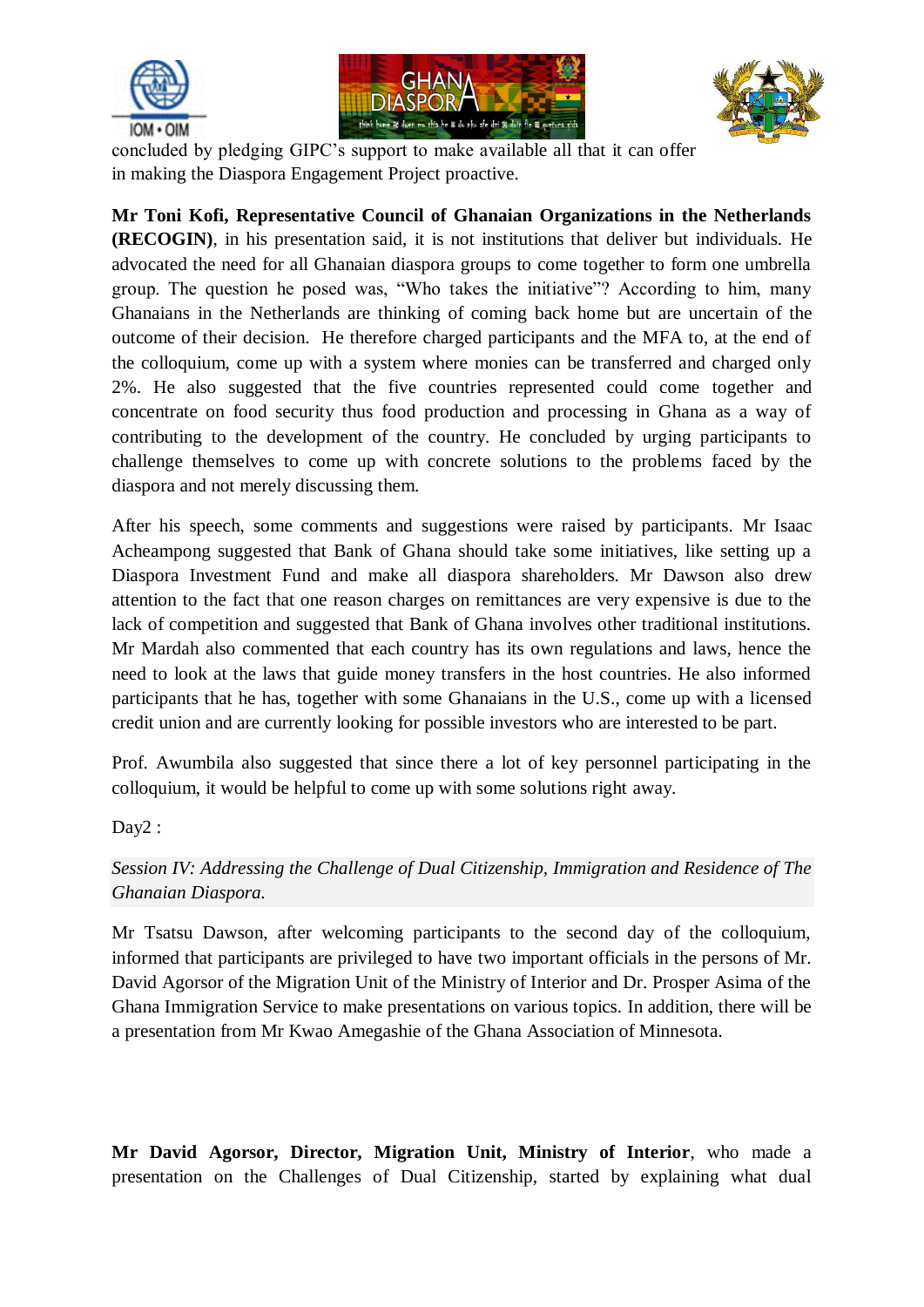concluded by pledging GIPC's support to make available all that it can offer in making the Diaspora Engagement Project proactive.

**Mr Toni Kofi, Representative Council of Ghanaian Organizations in the Netherlands (RECOGIN)**, in his presentation said, it is not institutions that deliver but individuals. He advocated the need for all Ghanaian diaspora groups to come together to form one umbrella group. The question he posed was, "Who takes the initiative"? According to him, many Ghanaians in the Netherlands are thinking of coming back home but are uncertain of the outcome of their decision. He therefore charged participants and the MFA to, at the end of the colloquium, come up with a system where monies can be transferred and charged only 2%. He also suggested that the five countries represented could come together and concentrate on food security thus food production and processing in Ghana as a way of contributing to the development of the country. He concluded by urging participants to challenge themselves to come up with concrete solutions to the problems faced by the diaspora and not merely discussing them.

After his speech, some comments and suggestions were raised by participants. Mr Isaac Acheampong suggested that Bank of Ghana should take some initiatives, like setting up a Diaspora Investment Fund and make all diaspora shareholders. Mr Dawson also drew attention to the fact that one reason charges on remittances are very expensive is due to the lack of competition and suggested that Bank of Ghana involves other traditional institutions. Mr Mardah also commented that each country has its own regulations and laws, hence the need to look at the laws that guide money transfers in the host countries. He also informed participants that he has, together with some Ghanaians in the U.S., come up with a licensed credit union and are currently looking for possible investors who are interested to be part.

Prof. Awumbila also suggested that since there a lot of key personnel participating in the colloquium, it would be helpful to come up with some solutions right away.

Day2 :

*Session IV: Addressing the Challenge of Dual Citizenship, Immigration and Residence of The Ghanaian Diaspora.*

Mr Tsatsu Dawson, after welcoming participants to the second day of the colloquium, informed that participants are privileged to have two important officials in the persons of Mr. David Agorsor of the Migration Unit of the Ministry of Interior and Dr. Prosper Asima of the Ghana Immigration Service to make presentations on various topics. In addition, there will be a presentation from Mr Kwao Amegashie of the Ghana Association of Minnesota.

**Mr David Agorsor, Director, Migration Unit, Ministry of Interior**, who made a presentation on the Challenges of Dual Citizenship, started by explaining what dual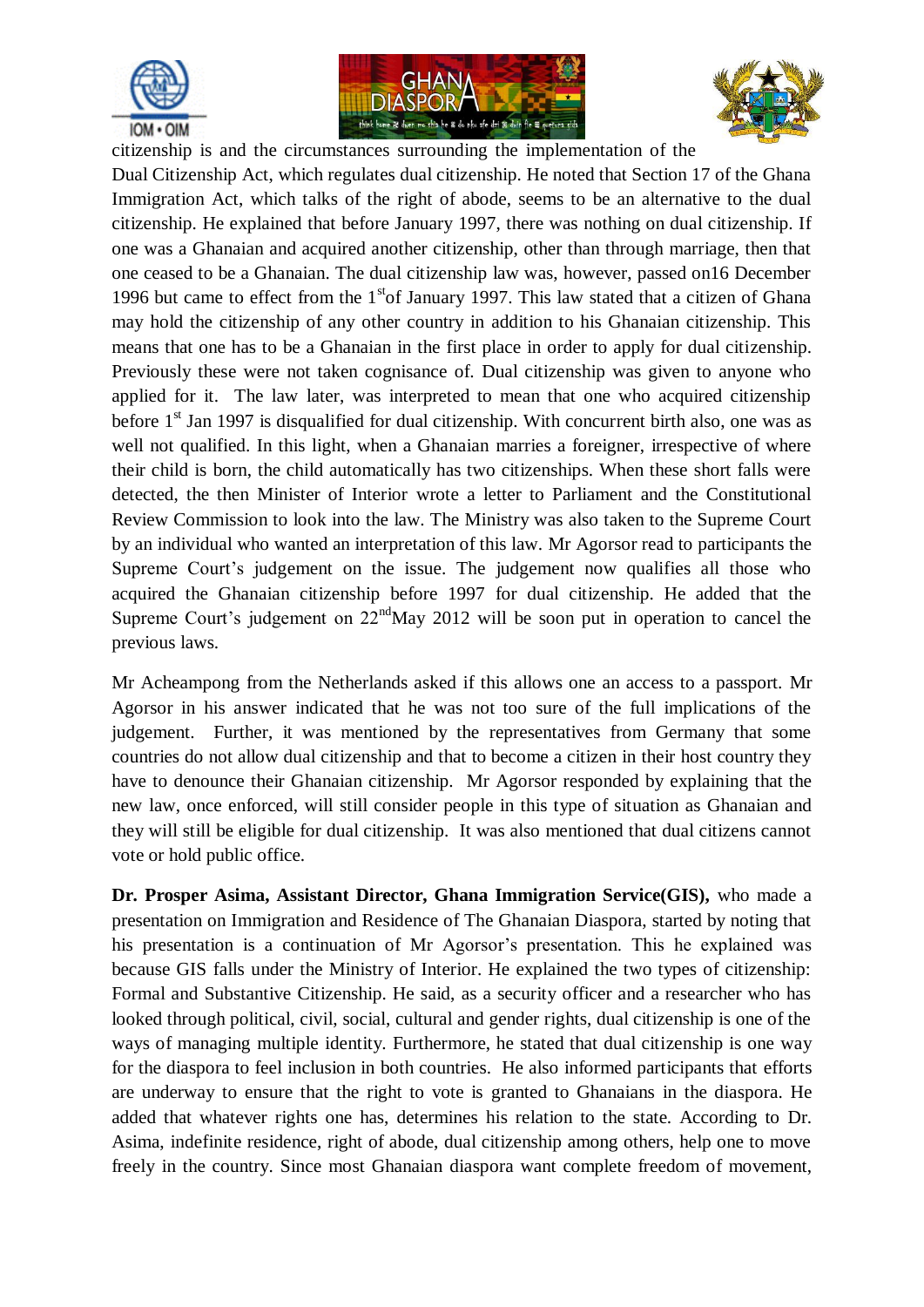citizenship is and the circumstances surrounding the implementation of the Dual Citizenship Act, which regulates dual citizenship. He noted that Section 17 of the Ghana Immigration Act, which talks of the right of abode, seems to be an alternative to the dual citizenship. He explained that before January 1997, there was nothing on dual citizenship. If one was a Ghanaian and acquired another citizenship, other than through marriage, then that one ceased to be a Ghanaian. The dual citizenship law was, however, passed on16 December 1996 but came to effect from the 1st of January 1997. This law stated that a citizen of Ghana may hold the citizenship of any other country in addition to his Ghanaian citizenship. This means that one has to be a Ghanaian in the first place in order to apply for dual citizenship. Previously these were not taken cognisance of. Dual citizenship was given to anyone who applied for it. The law later, was interpreted to mean that one who acquired citizenship before 1st Jan 1997 is disqualified for dual citizenship. With concurrent birth also, one was as well not qualified. In this light, when a Ghanaian marries a foreigner, irrespective of where their child is born, the child automatically has two citizenships. When these short falls were detected, the then Minister of Interior wrote a letter to Parliament and the Constitutional Review Commission to look into the law. The Ministry was also taken to the Supreme Court by an individual who wanted an interpretation of this law. Mr Agorsor read to participants the Supreme Court's judgement on the issue. The judgement now qualifies all those who acquired the Ghanaian citizenship before 1997 for dual citizenship. He added that the Supreme Court's judgement on 22nd May 2012 will be soon put in operation to cancel the previous laws.

Mr Acheampong from the Netherlands asked if this allows one an access to a passport. Mr Agorsor in his answer indicated that he was not too sure of the full implications of the judgement. Further, it was mentioned by the representatives from Germany that some countries do not allow dual citizenship and that to become a citizen in their host country they have to denounce their Ghanaian citizenship. Mr Agorsor responded by explaining that the new law, once enforced, will still consider people in this type of situation as Ghanaian and they will still be eligible for dual citizenship. It was also mentioned that dual citizens cannot vote or hold public office.

**Dr. Prosper Asima, Assistant Director, Ghana Immigration Service(GIS),** who made a presentation on Immigration and Residence of The Ghanaian Diaspora, started by noting that his presentation is a continuation of Mr Agorsor's presentation. This he explained was because GIS falls under the Ministry of Interior. He explained the two types of citizenship: Formal and Substantive Citizenship. He said, as a security officer and a researcher who has looked through political, civil, social, cultural and gender rights, dual citizenship is one of the ways of managing multiple identity. Furthermore, he stated that dual citizenship is one way for the diaspora to feel inclusion in both countries. He also informed participants that efforts are underway to ensure that the right to vote is granted to Ghanaians in the diaspora. He added that whatever rights one has, determines his relation to the state. According to Dr. Asima, indefinite residence, right of abode, dual citizenship among others, help one to move freely in the country. Since most Ghanaian diaspora want complete freedom of movement,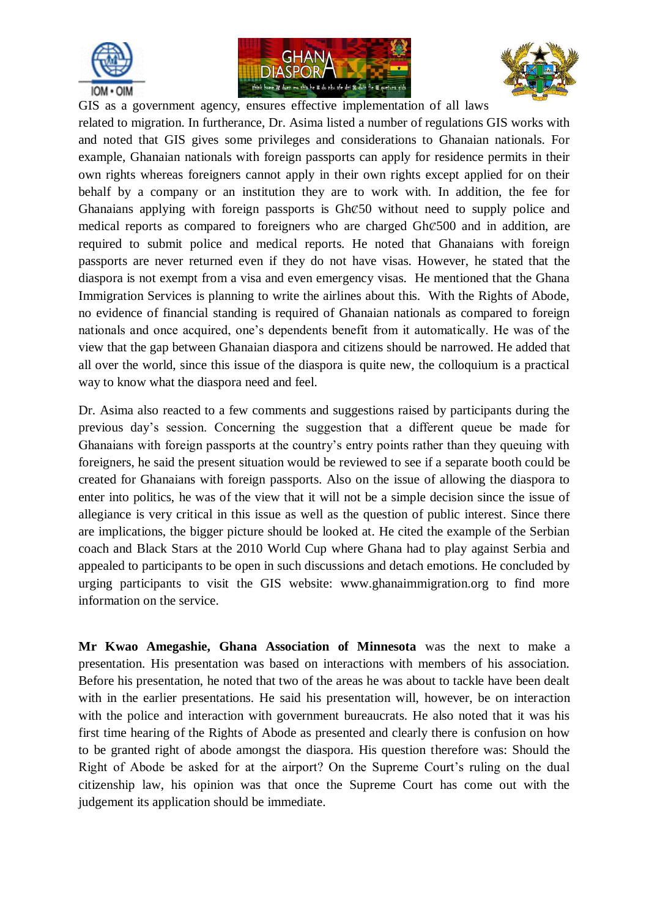GIS as a government agency, ensures effective implementation of all laws related to migration. In furtherance, Dr. Asima listed a number of regulations GIS works with and noted that GIS gives some privileges and considerations to Ghanaian nationals. For example, Ghanaian nationals with foreign passports can apply for residence permits in their own rights whereas foreigners cannot apply in their own rights except applied for on their behalf by a company or an institution they are to work with. In addition, the fee for Ghanaians applying with foreign passports is Gh¢50 without need to supply police and medical reports as compared to foreigners who are charged Gh¢500 and in addition, are required to submit police and medical reports. He noted that Ghanaians with foreign passports are never returned even if they do not have visas. However, he stated that the diaspora is not exempt from a visa and even emergency visas. He mentioned that the Ghana Immigration Services is planning to write the airlines about this. With the Rights of Abode, no evidence of financial standing is required of Ghanaian nationals as compared to foreign nationals and once acquired, one's dependents benefit from it automatically. He was of the view that the gap between Ghanaian diaspora and citizens should be narrowed. He added that all over the world, since this issue of the diaspora is quite new, the colloquium is a practical way to know what the diaspora need and feel.

Dr. Asima also reacted to a few comments and suggestions raised by participants during the previous day's session. Concerning the suggestion that a different queue be made for Ghanaians with foreign passports at the country's entry points rather than they queuing with foreigners, he said the present situation would be reviewed to see if a separate booth could be created for Ghanaians with foreign passports. Also on the issue of allowing the diaspora to enter into politics, he was of the view that it will not be a simple decision since the issue of allegiance is very critical in this issue as well as the question of public interest. Since there are implications, the bigger picture should be looked at. He cited the example of the Serbian coach and Black Stars at the 2010 World Cup where Ghana had to play against Serbia and appealed to participants to be open in such discussions and detach emotions. He concluded by urging participants to visit the GIS website: www.ghanaimmigration.org to find more information on the service.

**Mr Kwao Amegashie, Ghana Association of Minnesota** was the next to make a presentation. His presentation was based on interactions with members of his association. Before his presentation, he noted that two of the areas he was about to tackle have been dealt with in the earlier presentations. He said his presentation will, however, be on interaction with the police and interaction with government bureaucrats. He also noted that it was his first time hearing of the Rights of Abode as presented and clearly there is confusion on how to be granted right of abode amongst the diaspora. His question therefore was: Should the Right of Abode be asked for at the airport? On the Supreme Court's ruling on the dual citizenship law, his opinion was that once the Supreme Court has come out with the judgement its application should be immediate.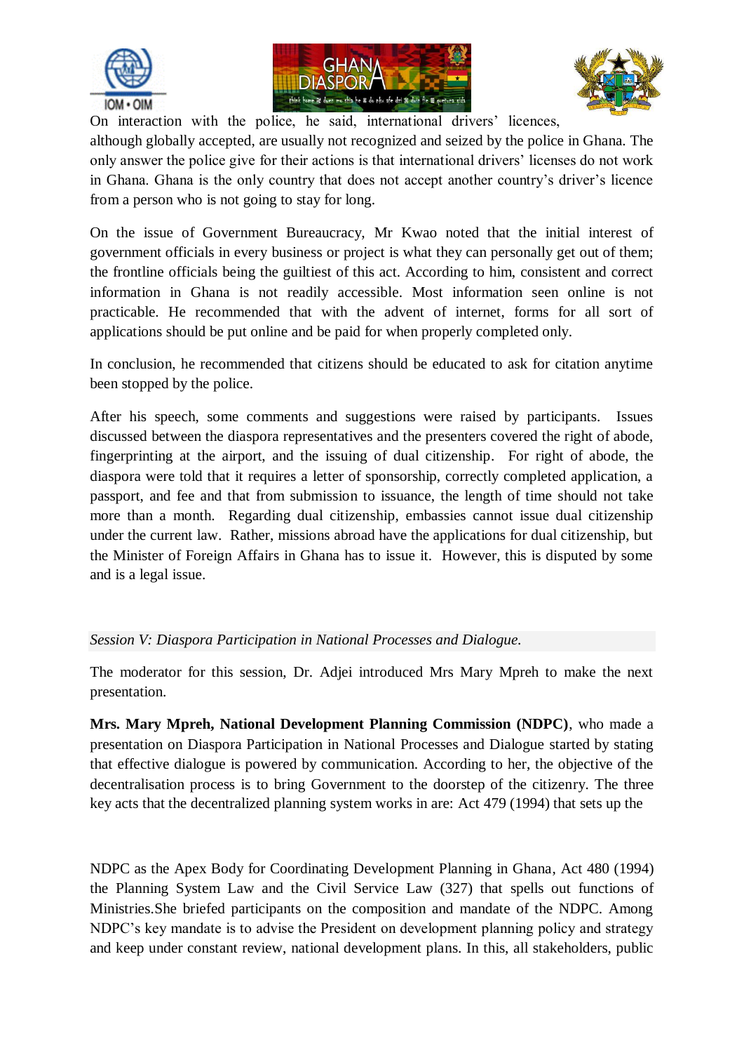On interaction with the police, he said, international drivers' licences, although globally accepted, are usually not recognized and seized by the police in Ghana. The only answer the police give for their actions is that international drivers' licenses do not work in Ghana. Ghana is the only country that does not accept another country's driver's licence from a person who is not going to stay for long.

On the issue of Government Bureaucracy, Mr Kwao noted that the initial interest of government officials in every business or project is what they can personally get out of them; the frontline officials being the guiltiest of this act. According to him, consistent and correct information in Ghana is not readily accessible. Most information seen online is not practicable. He recommended that with the advent of internet, forms for all sort of applications should be put online and be paid for when properly completed only.

In conclusion, he recommended that citizens should be educated to ask for citation anytime been stopped by the police.

After his speech, some comments and suggestions were raised by participants. Issues discussed between the diaspora representatives and the presenters covered the right of abode, fingerprinting at the airport, and the issuing of dual citizenship. For right of abode, the diaspora were told that it requires a letter of sponsorship, correctly completed application, a passport, and fee and that from submission to issuance, the length of time should not take more than a month. Regarding dual citizenship, embassies cannot issue dual citizenship under the current law. Rather, missions abroad have the applications for dual citizenship, but the Minister of Foreign Affairs in Ghana has to issue it. However, this is disputed by some and is a legal issue.

*Session V: Diaspora Participation in National Processes and Dialogue.*

The moderator for this session, Dr. Adjei introduced Mrs Mary Mpreh to make the next presentation.

**Mrs. Mary Mpreh, National Development Planning Commission (NDPC)**, who made a presentation on Diaspora Participation in National Processes and Dialogue started by stating that effective dialogue is powered by communication. According to her, the objective of the decentralisation process is to bring Government to the doorstep of the citizenry. The three key acts that the decentralized planning system works in are: Act 479 (1994) that sets up the NDPC as the Apex Body for Coordinating Development Planning in Ghana, Act 480 (1994) the Planning System Law and the Civil Service Law (327) that spells out functions of Ministries.She briefed participants on the composition and mandate of the NDPC. Among NDPC's key mandate is to advise the President on development planning policy and strategy and keep under constant review, national development plans. In this, all stakeholders, public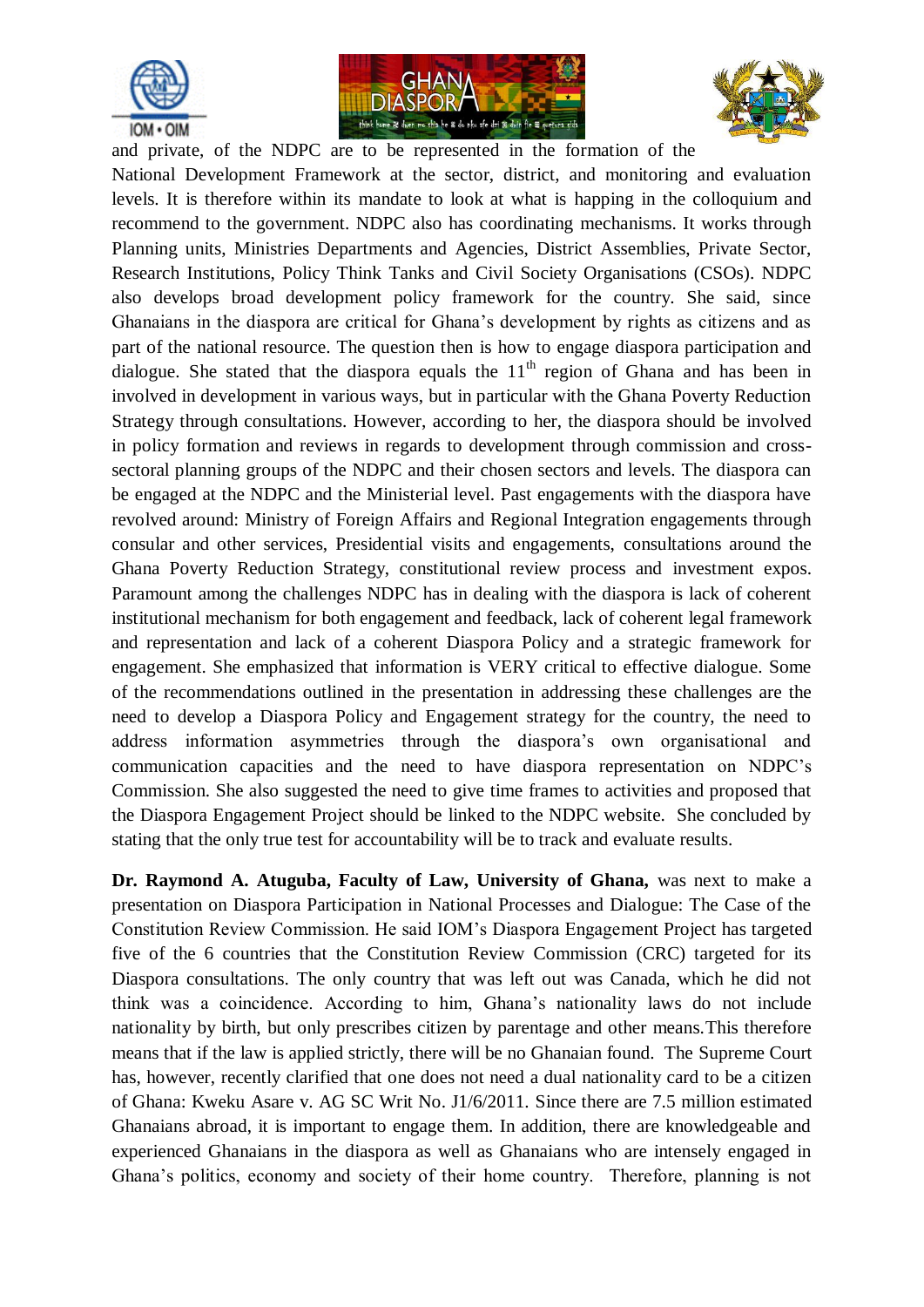and private, of the NDPC are to be represented in the formation of the National Development Framework at the sector, district, and monitoring and evaluation levels. It is therefore within its mandate to look at what is happing in the colloquium and recommend to the government. NDPC also has coordinating mechanisms. It works through Planning units, Ministries Departments and Agencies, District Assemblies, Private Sector, Research Institutions, Policy Think Tanks and Civil Society Organisations (CSOs). NDPC also develops broad development policy framework for the country. She said, since Ghanaians in the diaspora are critical for Ghana's development by rights as citizens and as part of the national resource. The question then is how to engage diaspora participation and dialogue. She stated that the diaspora equals the 11th region of Ghana and has been in involved in development in various ways, but in particular with the Ghana Poverty Reduction Strategy through consultations. However, according to her, the diaspora should be involved in policy formation and reviews in regards to development through commission and cross-sectoral planning groups of the NDPC and their chosen sectors and levels. The diaspora can be engaged at the NDPC and the Ministerial level. Past engagements with the diaspora have revolved around: Ministry of Foreign Affairs and Regional Integration engagements through consular and other services, Presidential visits and engagements, consultations around the Ghana Poverty Reduction Strategy, constitutional review process and investment expos. Paramount among the challenges NDPC has in dealing with the diaspora is lack of coherent institutional mechanism for both engagement and feedback, lack of coherent legal framework and representation and lack of a coherent Diaspora Policy and a strategic framework for engagement. She emphasized that information is VERY critical to effective dialogue. Some of the recommendations outlined in the presentation in addressing these challenges are the need to develop a Diaspora Policy and Engagement strategy for the country, the need to address information asymmetries through the diaspora's own organisational and communication capacities and the need to have diaspora representation on NDPC's Commission. She also suggested the need to give time frames to activities and proposed that the Diaspora Engagement Project should be linked to the NDPC website. She concluded by stating that the only true test for accountability will be to track and evaluate results.

**Dr. Raymond A. Atuguba, Faculty of Law, University of Ghana,** was next to make a presentation on Diaspora Participation in National Processes and Dialogue: The Case of the Constitution Review Commission. He said IOM's Diaspora Engagement Project has targeted five of the 6 countries that the Constitution Review Commission (CRC) targeted for its Diaspora consultations. The only country that was left out was Canada, which he did not think was a coincidence. According to him, Ghana's nationality laws do not include nationality by birth, but only prescribes citizen by parentage and other means.This therefore means that if the law is applied strictly, there will be no Ghanaian found. The Supreme Court has, however, recently clarified that one does not need a dual nationality card to be a citizen of Ghana: Kweku Asare v. AG SC Writ No. J1/6/2011. Since there are 7.5 million estimated Ghanaians abroad, it is important to engage them. In addition, there are knowledgeable and experienced Ghanaians in the diaspora as well as Ghanaians who are intensely engaged in Ghana's politics, economy and society of their home country. Therefore, planning is not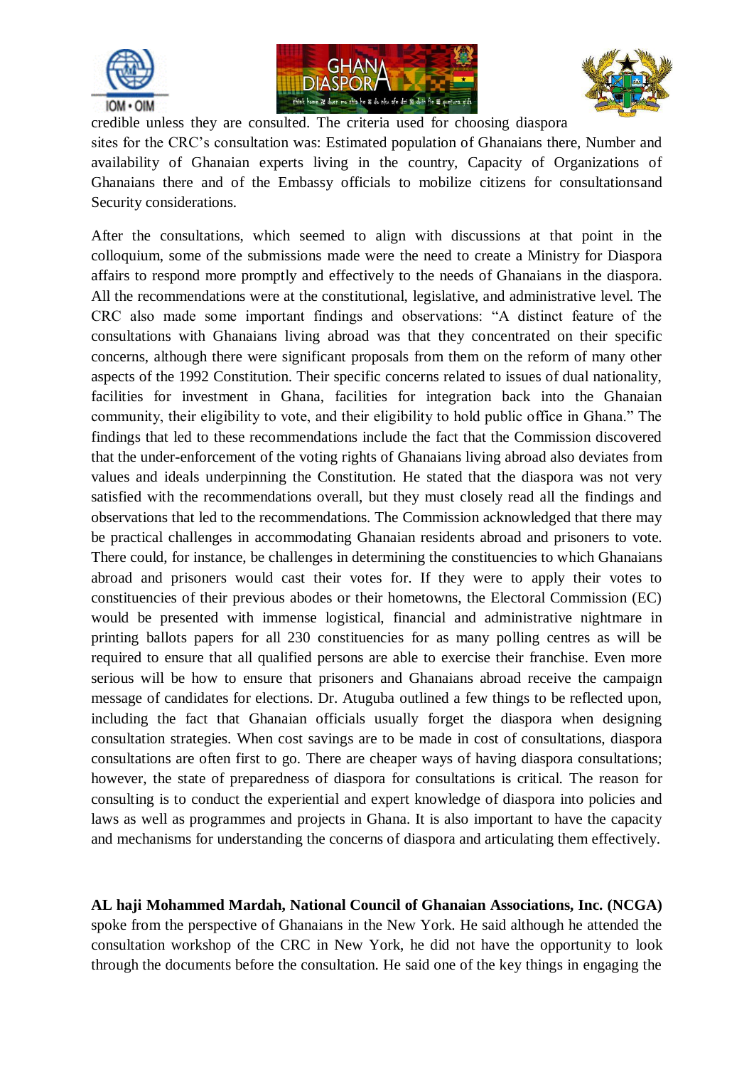credible unless they are consulted. The criteria used for choosing diaspora sites for the CRC's consultation was: Estimated population of Ghanaians there, Number and availability of Ghanaian experts living in the country, Capacity of Organizations of Ghanaians there and of the Embassy officials to mobilize citizens for consultationsand Security considerations.

After the consultations, which seemed to align with discussions at that point in the colloquium, some of the submissions made were the need to create a Ministry for Diaspora affairs to respond more promptly and effectively to the needs of Ghanaians in the diaspora. All the recommendations were at the constitutional, legislative, and administrative level. The CRC also made some important findings and observations: "A distinct feature of the consultations with Ghanaians living abroad was that they concentrated on their specific concerns, although there were significant proposals from them on the reform of many other aspects of the 1992 Constitution. Their specific concerns related to issues of dual nationality, facilities for investment in Ghana, facilities for integration back into the Ghanaian community, their eligibility to vote, and their eligibility to hold public office in Ghana." The findings that led to these recommendations include the fact that the Commission discovered that the under-enforcement of the voting rights of Ghanaians living abroad also deviates from values and ideals underpinning the Constitution. He stated that the diaspora was not very satisfied with the recommendations overall, but they must closely read all the findings and observations that led to the recommendations. The Commission acknowledged that there may be practical challenges in accommodating Ghanaian residents abroad and prisoners to vote. There could, for instance, be challenges in determining the constituencies to which Ghanaians abroad and prisoners would cast their votes for. If they were to apply their votes to constituencies of their previous abodes or their hometowns, the Electoral Commission (EC) would be presented with immense logistical, financial and administrative nightmare in printing ballots papers for all 230 constituencies for as many polling centres as will be required to ensure that all qualified persons are able to exercise their franchise. Even more serious will be how to ensure that prisoners and Ghanaians abroad receive the campaign message of candidates for elections. Dr. Atuguba outlined a few things to be reflected upon, including the fact that Ghanaian officials usually forget the diaspora when designing consultation strategies. When cost savings are to be made in cost of consultations, diaspora consultations are often first to go. There are cheaper ways of having diaspora consultations; however, the state of preparedness of diaspora for consultations is critical. The reason for consulting is to conduct the experiential and expert knowledge of diaspora into policies and laws as well as programmes and projects in Ghana. It is also important to have the capacity and mechanisms for understanding the concerns of diaspora and articulating them effectively.

**AL haji Mohammed Mardah, National Council of Ghanaian Associations, Inc. (NCGA)** spoke from the perspective of Ghanaians in the New York. He said although he attended the consultation workshop of the CRC in New York, he did not have the opportunity to look through the documents before the consultation. He said one of the key things in engaging the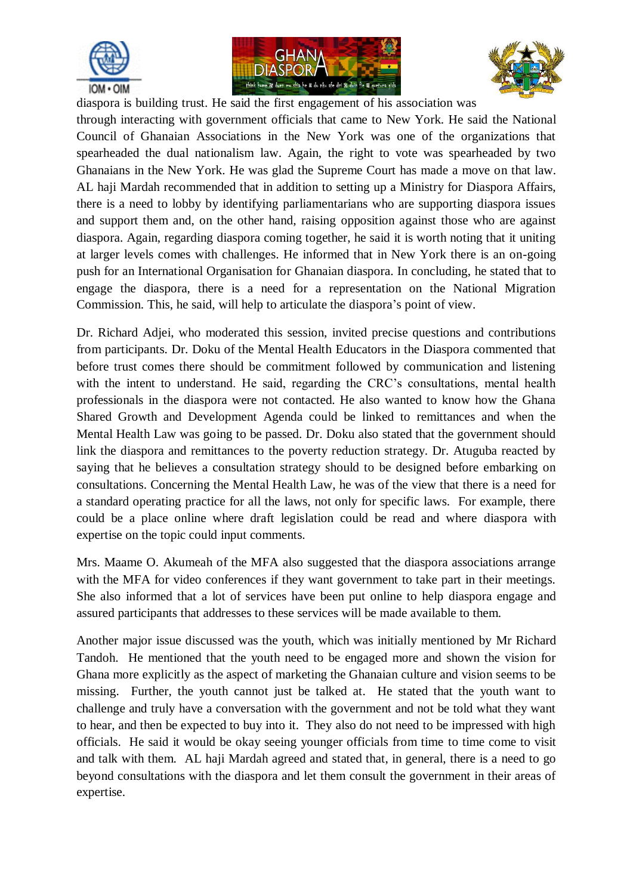diaspora is building trust. He said the first engagement of his association was through interacting with government officials that came to New York. He said the National Council of Ghanaian Associations in the New York was one of the organizations that spearheaded the dual nationalism law. Again, the right to vote was spearheaded by two Ghanaians in the New York. He was glad the Supreme Court has made a move on that law. AL haji Mardah recommended that in addition to setting up a Ministry for Diaspora Affairs, there is a need to lobby by identifying parliamentarians who are supporting diaspora issues and support them and, on the other hand, raising opposition against those who are against diaspora. Again, regarding diaspora coming together, he said it is worth noting that uniting at larger levels comes with challenges. He informed that in New York there is an on-going push for an International Organisation for Ghanaian diaspora. In concluding, he stated that to engage the diaspora, there is a need for a representation on the National Migration Commission. This, he said, will help to articulate the diaspora's point of view.

Dr. Richard Adjei, who moderated this session, invited precise questions and contributions from participants. Dr. Doku of the Mental Health Educators in the Diaspora commented that before trust comes there should be commitment followed by communication and listening with the intent to understand. He said, regarding the CRC's consultations, mental health professionals in the diaspora were not contacted. He also wanted to know how the Ghana Shared Growth and Development Agenda could be linked to remittances and when the Mental Health Law was going to be passed. Dr. Doku also stated that the government should link the diaspora and remittances to the poverty reduction strategy. Dr. Atuguba reacted by saying that he believes a consultation strategy should to be designed before embarking on consultations. Concerning the Mental Health Law, he was of the view that there is a need for a standard operating practice for all the laws, not only for specific laws. For example, there could be a place online where draft legislation could be read and where diaspora with expertise on the topic could input comments.

Mrs. Maame O. Akumeah of the MFA also suggested that the diaspora associations arrange with the MFA for video conferences if they want government to take part in their meetings. She also informed that a lot of services have been put online to help diaspora engage and assured participants that addresses to these services will be made available to them.

Another major issue discussed was the youth, which was initially mentioned by Mr Richard Tandoh. He mentioned that the youth need to be engaged more and shown the vision for Ghana more explicitly as the aspect of marketing the Ghanaian culture and vision seems to be missing. Further, the youth cannot just be talked at. He stated that the youth want to challenge and truly have a conversation with the government and not be told what they want to hear, and then be expected to buy into it. They also do not need to be impressed with high officials. He said it would be okay seeing younger officials from time to time come to visit and talk with them. AL haji Mardah agreed and stated that, in general, there is a need to go beyond consultations with the diaspora and let them consult the government in their areas of expertise.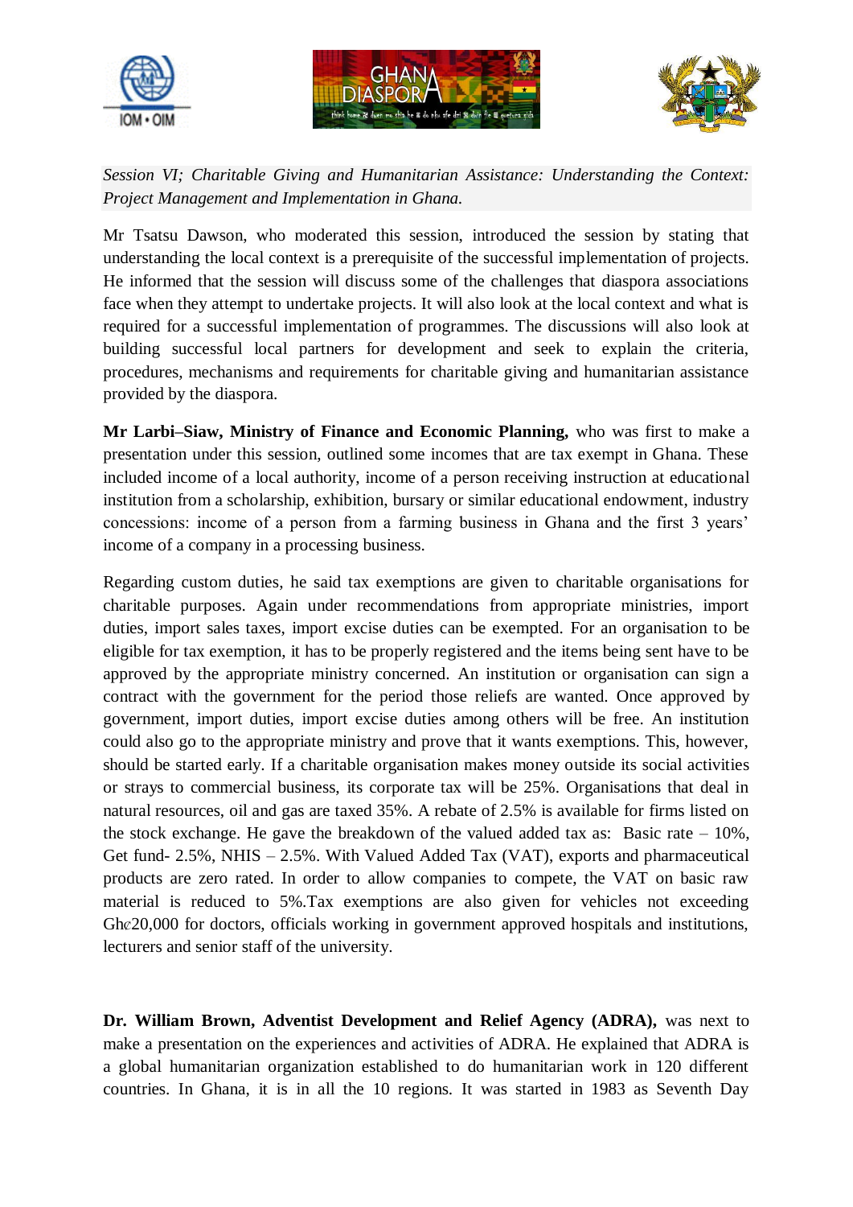*Session VI; Charitable Giving and Humanitarian Assistance: Understanding the Context: Project Management and Implementation in Ghana.*

Mr Tsatsu Dawson, who moderated this session, introduced the session by stating that understanding the local context is a prerequisite of the successful implementation of projects. He informed that the session will discuss some of the challenges that diaspora associations face when they attempt to undertake projects. It will also look at the local context and what is required for a successful implementation of programmes. The discussions will also look at building successful local partners for development and seek to explain the criteria, procedures, mechanisms and requirements for charitable giving and humanitarian assistance provided by the diaspora.

**Mr Larbi–Siaw, Ministry of Finance and Economic Planning,** who was first to make a presentation under this session, outlined some incomes that are tax exempt in Ghana. These included income of a local authority, income of a person receiving instruction at educational institution from a scholarship, exhibition, bursary or similar educational endowment, industry concessions: income of a person from a farming business in Ghana and the first 3 years' income of a company in a processing business.

Regarding custom duties, he said tax exemptions are given to charitable organisations for charitable purposes. Again under recommendations from appropriate ministries, import duties, import sales taxes, import excise duties can be exempted. For an organisation to be eligible for tax exemption, it has to be properly registered and the items being sent have to be approved by the appropriate ministry concerned. An institution or organisation can sign a contract with the government for the period those reliefs are wanted. Once approved by government, import duties, import excise duties among others will be free. An institution could also go to the appropriate ministry and prove that it wants exemptions. This, however, should be started early. If a charitable organisation makes money outside its social activities or strays to commercial business, its corporate tax will be 25%. Organisations that deal in natural resources, oil and gas are taxed 35%. A rebate of 2.5% is available for firms listed on the stock exchange. He gave the breakdown of the valued added tax as: Basic rate – 10%, Get fund- 2.5%, NHIS – 2.5%. With Valued Added Tax (VAT), exports and pharmaceutical products are zero rated. In order to allow companies to compete, the VAT on basic raw material is reduced to 5%.Tax exemptions are also given for vehicles not exceeding Gh¢20,000 for doctors, officials working in government approved hospitals and institutions, lecturers and senior staff of the university.

**Dr. William Brown, Adventist Development and Relief Agency (ADRA),** was next to make a presentation on the experiences and activities of ADRA. He explained that ADRA is a global humanitarian organization established to do humanitarian work in 120 different countries. In Ghana, it is in all the 10 regions. It was started in 1983 as Seventh Day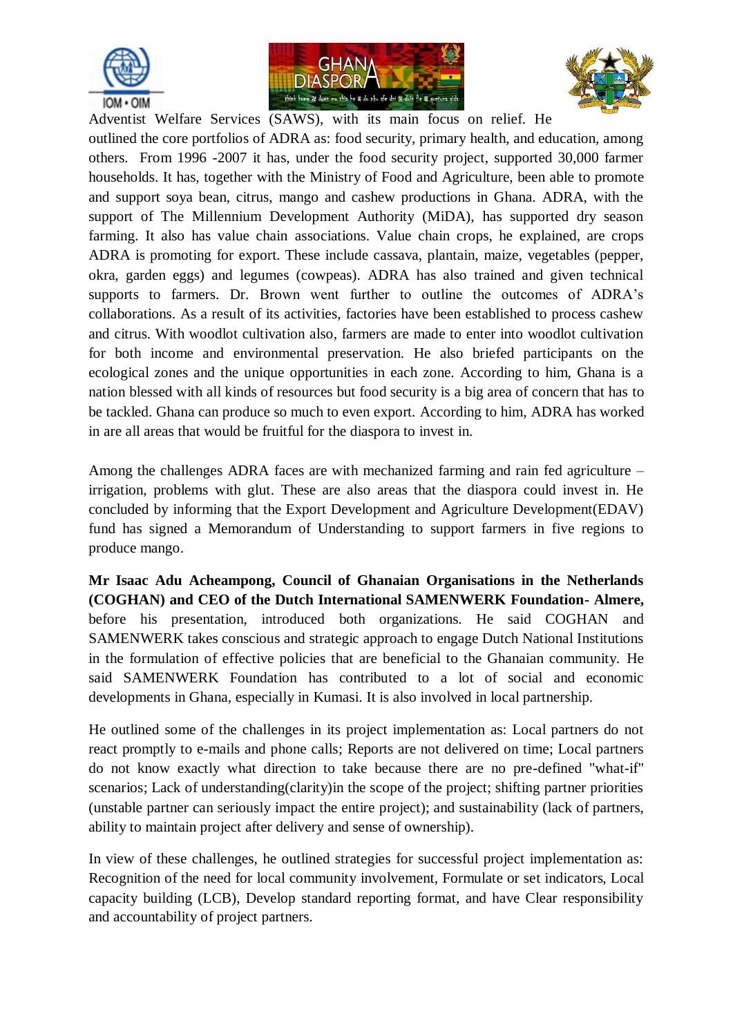Adventist Welfare Services (SAWS), with its main focus on relief. He outlined the core portfolios of ADRA as: food security, primary health, and education, among others. From 1996 -2007 it has, under the food security project, supported 30,000 farmer households. It has, together with the Ministry of Food and Agriculture, been able to promote and support soya bean, citrus, mango and cashew productions in Ghana. ADRA, with the support of The Millennium Development Authority (MiDA), has supported dry season farming. It also has value chain associations. Value chain crops, he explained, are crops ADRA is promoting for export. These include cassava, plantain, maize, vegetables (pepper, okra, garden eggs) and legumes (cowpeas). ADRA has also trained and given technical supports to farmers. Dr. Brown went further to outline the outcomes of ADRA's collaborations. As a result of its activities, factories have been established to process cashew and citrus. With woodlot cultivation also, farmers are made to enter into woodlot cultivation for both income and environmental preservation. He also briefed participants on the ecological zones and the unique opportunities in each zone. According to him, Ghana is a nation blessed with all kinds of resources but food security is a big area of concern that has to be tackled. Ghana can produce so much to even export. According to him, ADRA has worked in are all areas that would be fruitful for the diaspora to invest in.

Among the challenges ADRA faces are with mechanized farming and rain fed agriculture – irrigation, problems with glut. These are also areas that the diaspora could invest in. He concluded by informing that the Export Development and Agriculture Development(EDAV) fund has signed a Memorandum of Understanding to support farmers in five regions to produce mango.

**Mr Isaac Adu Acheampong, Council of Ghanaian Organisations in the Netherlands (COGHAN) and CEO of the Dutch International SAMENWERK Foundation- Almere,** before his presentation, introduced both organizations. He said COGHAN and SAMENWERK takes conscious and strategic approach to engage Dutch National Institutions in the formulation of effective policies that are beneficial to the Ghanaian community. He said SAMENWERK Foundation has contributed to a lot of social and economic developments in Ghana, especially in Kumasi. It is also involved in local partnership.

He outlined some of the challenges in its project implementation as: Local partners do not react promptly to e-mails and phone calls; Reports are not delivered on time; Local partners do not know exactly what direction to take because there are no pre-defined "what-if" scenarios; Lack of understanding(clarity)in the scope of the project; shifting partner priorities (unstable partner can seriously impact the entire project); and sustainability (lack of partners, ability to maintain project after delivery and sense of ownership).

In view of these challenges, he outlined strategies for successful project implementation as: Recognition of the need for local community involvement, Formulate or set indicators, Local capacity building (LCB), Develop standard reporting format, and have Clear responsibility and accountability of project partners.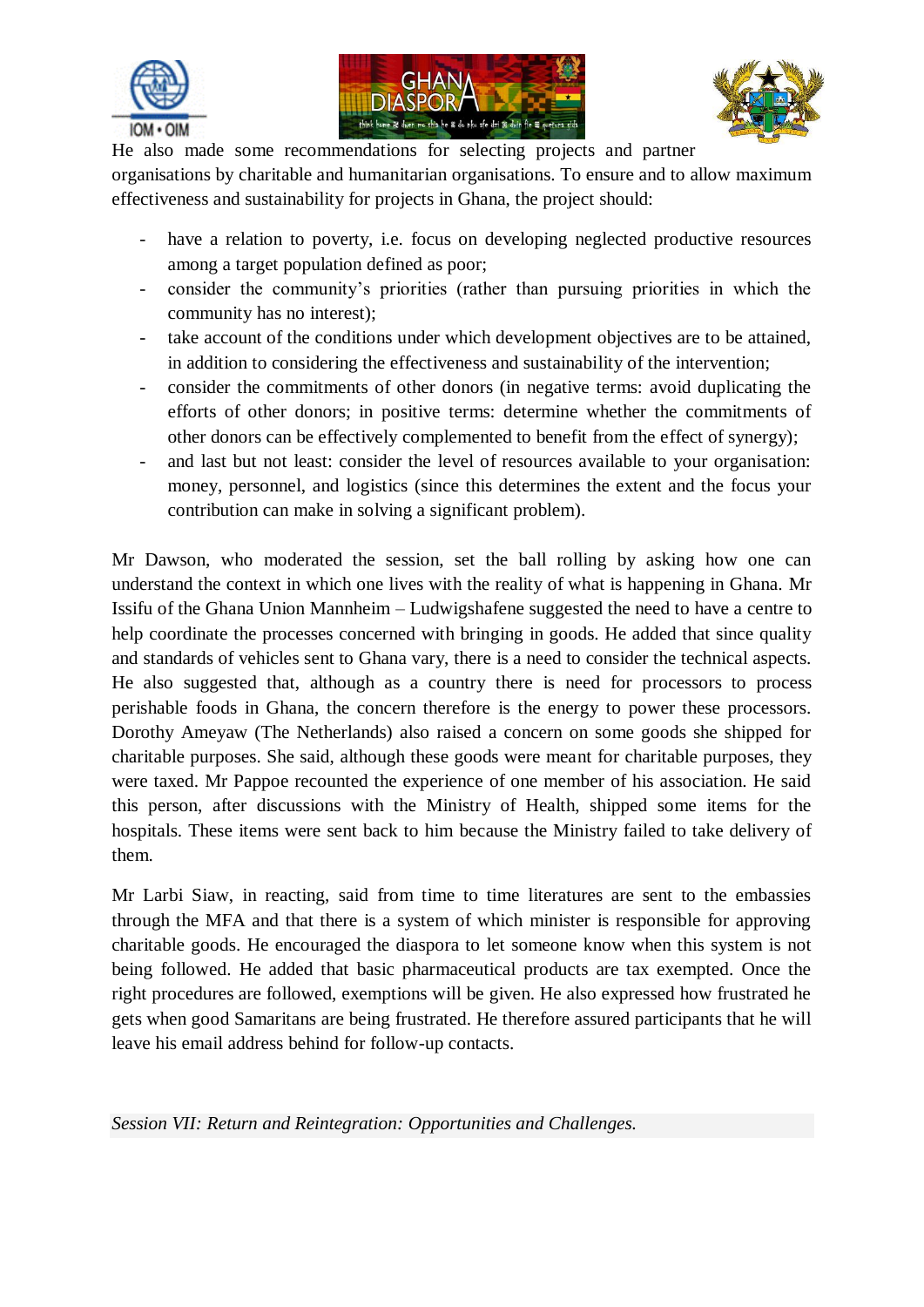He also made some recommendations for selecting projects and partner organisations by charitable and humanitarian organisations. To ensure and to allow maximum effectiveness and sustainability for projects in Ghana, the project should:

- have a relation to poverty, i.e. focus on developing neglected productive resources among a target population defined as poor;
- consider the community's priorities (rather than pursuing priorities in which the community has no interest);
- take account of the conditions under which development objectives are to be attained, in addition to considering the effectiveness and sustainability of the intervention;
- consider the commitments of other donors (in negative terms: avoid duplicating the efforts of other donors; in positive terms: determine whether the commitments of other donors can be effectively complemented to benefit from the effect of synergy);
- and last but not least: consider the level of resources available to your organisation: money, personnel, and logistics (since this determines the extent and the focus your contribution can make in solving a significant problem).

Mr Dawson, who moderated the session, set the ball rolling by asking how one can understand the context in which one lives with the reality of what is happening in Ghana. Mr Issifu of the Ghana Union Mannheim – Ludwigshafene suggested the need to have a centre to help coordinate the processes concerned with bringing in goods. He added that since quality and standards of vehicles sent to Ghana vary, there is a need to consider the technical aspects. He also suggested that, although as a country there is need for processors to process perishable foods in Ghana, the concern therefore is the energy to power these processors. Dorothy Ameyaw (The Netherlands) also raised a concern on some goods she shipped for charitable purposes. She said, although these goods were meant for charitable purposes, they were taxed. Mr Pappoe recounted the experience of one member of his association. He said this person, after discussions with the Ministry of Health, shipped some items for the hospitals. These items were sent back to him because the Ministry failed to take delivery of them.

Mr Larbi Siaw, in reacting, said from time to time literatures are sent to the embassies through the MFA and that there is a system of which minister is responsible for approving charitable goods. He encouraged the diaspora to let someone know when this system is not being followed. He added that basic pharmaceutical products are tax exempted. Once the right procedures are followed, exemptions will be given. He also expressed how frustrated he gets when good Samaritans are being frustrated. He therefore assured participants that he will leave his email address behind for follow-up contacts.

*Session VII: Return and Reintegration: Opportunities and Challenges.*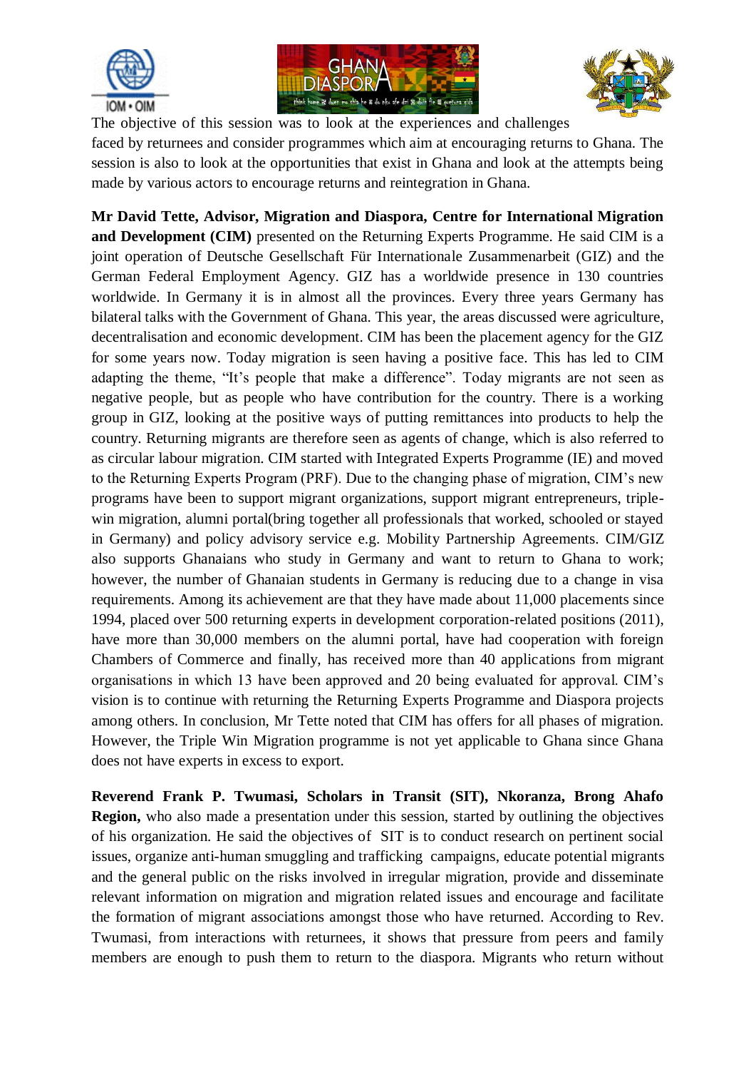The objective of this session was to look at the experiences and challenges faced by returnees and consider programmes which aim at encouraging returns to Ghana. The session is also to look at the opportunities that exist in Ghana and look at the attempts being made by various actors to encourage returns and reintegration in Ghana.

**Mr David Tette, Advisor, Migration and Diaspora, Centre for International Migration and Development (CIM)** presented on the Returning Experts Programme. He said CIM is a joint operation of Deutsche Gesellschaft Für Internationale Zusammenarbeit (GIZ) and the German Federal Employment Agency. GIZ has a worldwide presence in 130 countries worldwide. In Germany it is in almost all the provinces. Every three years Germany has bilateral talks with the Government of Ghana. This year, the areas discussed were agriculture, decentralisation and economic development. CIM has been the placement agency for the GIZ for some years now. Today migration is seen having a positive face. This has led to CIM adapting the theme, "It's people that make a difference". Today migrants are not seen as negative people, but as people who have contribution for the country. There is a working group in GIZ, looking at the positive ways of putting remittances into products to help the country. Returning migrants are therefore seen as agents of change, which is also referred to as circular labour migration. CIM started with Integrated Experts Programme (IE) and moved to the Returning Experts Program (PRF). Due to the changing phase of migration, CIM's new programs have been to support migrant organizations, support migrant entrepreneurs, triple-win migration, alumni portal(bring together all professionals that worked, schooled or stayed in Germany) and policy advisory service e.g. Mobility Partnership Agreements. CIM/GIZ also supports Ghanaians who study in Germany and want to return to Ghana to work; however, the number of Ghanaian students in Germany is reducing due to a change in visa requirements. Among its achievement are that they have made about 11,000 placements since 1994, placed over 500 returning experts in development corporation-related positions (2011), have more than 30,000 members on the alumni portal, have had cooperation with foreign Chambers of Commerce and finally, has received more than 40 applications from migrant organisations in which 13 have been approved and 20 being evaluated for approval. CIM's vision is to continue with returning the Returning Experts Programme and Diaspora projects among others. In conclusion, Mr Tette noted that CIM has offers for all phases of migration. However, the Triple Win Migration programme is not yet applicable to Ghana since Ghana does not have experts in excess to export.

**Reverend Frank P. Twumasi, Scholars in Transit (SIT), Nkoranza, Brong Ahafo Region,** who also made a presentation under this session, started by outlining the objectives of his organization. He said the objectives of SIT is to conduct research on pertinent social issues, organize anti-human smuggling and trafficking campaigns, educate potential migrants and the general public on the risks involved in irregular migration, provide and disseminate relevant information on migration and migration related issues and encourage and facilitate the formation of migrant associations amongst those who have returned. According to Rev. Twumasi, from interactions with returnees, it shows that pressure from peers and family members are enough to push them to return to the diaspora. Migrants who return without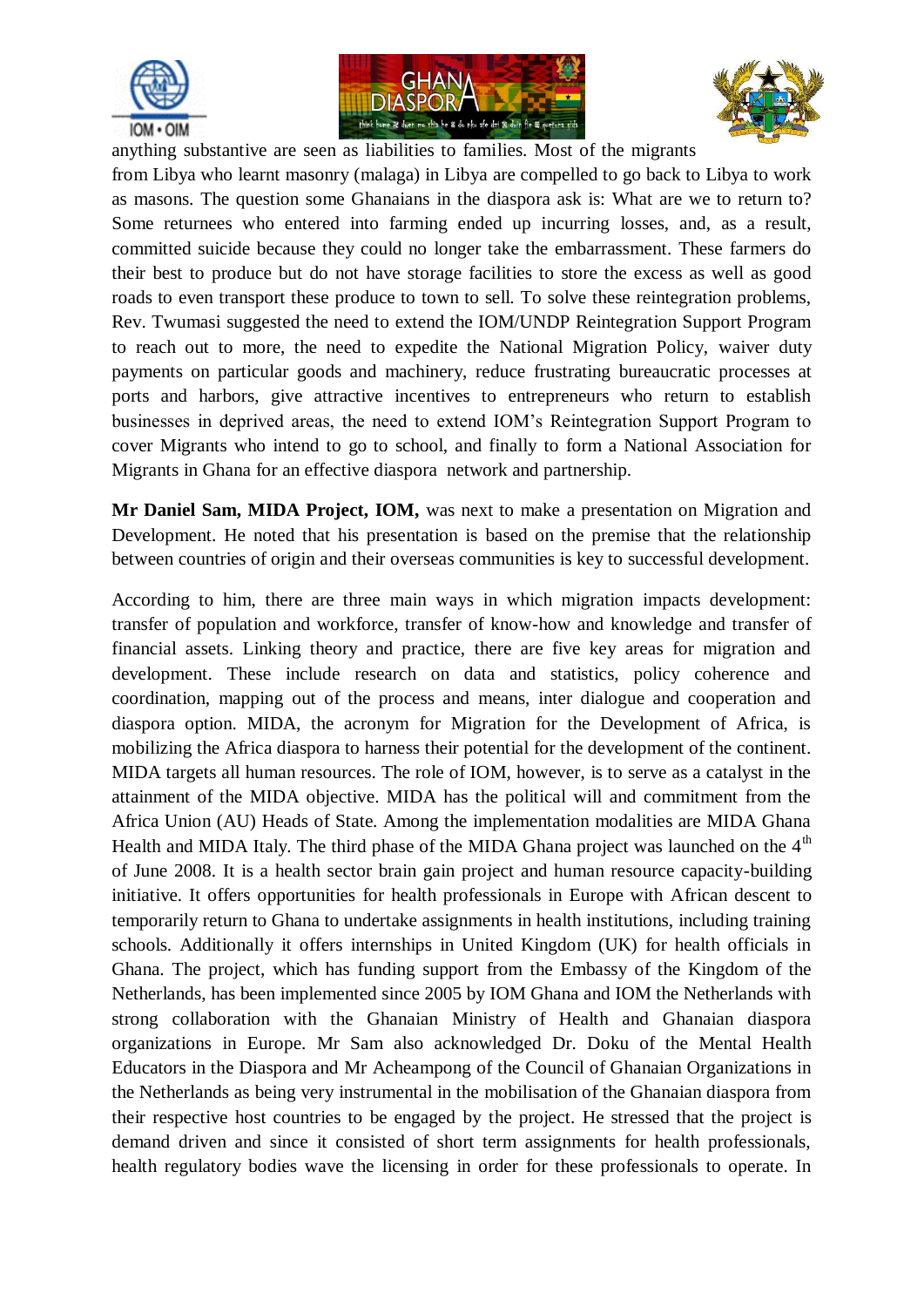anything substantive are seen as liabilities to families. Most of the migrants from Libya who learnt masonry (malaga) in Libya are compelled to go back to Libya to work as masons. The question some Ghanaians in the diaspora ask is: What are we to return to? Some returnees who entered into farming ended up incurring losses, and, as a result, committed suicide because they could no longer take the embarrassment. These farmers do their best to produce but do not have storage facilities to store the excess as well as good roads to even transport these produce to town to sell. To solve these reintegration problems, Rev. Twumasi suggested the need to extend the IOM/UNDP Reintegration Support Program to reach out to more, the need to expedite the National Migration Policy, waiver duty payments on particular goods and machinery, reduce frustrating bureaucratic processes at ports and harbors, give attractive incentives to entrepreneurs who return to establish businesses in deprived areas, the need to extend IOM's Reintegration Support Program to cover Migrants who intend to go to school, and finally to form a National Association for Migrants in Ghana for an effective diaspora network and partnership.

**Mr Daniel Sam, MIDA Project, IOM,** was next to make a presentation on Migration and Development. He noted that his presentation is based on the premise that the relationship between countries of origin and their overseas communities is key to successful development.

According to him, there are three main ways in which migration impacts development: transfer of population and workforce, transfer of know-how and knowledge and transfer of financial assets. Linking theory and practice, there are five key areas for migration and development. These include research on data and statistics, policy coherence and coordination, mapping out of the process and means, inter dialogue and cooperation and diaspora option. MIDA, the acronym for Migration for the Development of Africa, is mobilizing the Africa diaspora to harness their potential for the development of the continent. MIDA targets all human resources. The role of IOM, however, is to serve as a catalyst in the attainment of the MIDA objective. MIDA has the political will and commitment from the Africa Union (AU) Heads of State. Among the implementation modalities are MIDA Ghana Health and MIDA Italy. The third phase of the MIDA Ghana project was launched on the 4th of June 2008. It is a health sector brain gain project and human resource capacity-building initiative. It offers opportunities for health professionals in Europe with African descent to temporarily return to Ghana to undertake assignments in health institutions, including training schools. Additionally it offers internships in United Kingdom (UK) for health officials in Ghana. The project, which has funding support from the Embassy of the Kingdom of the Netherlands, has been implemented since 2005 by IOM Ghana and IOM the Netherlands with strong collaboration with the Ghanaian Ministry of Health and Ghanaian diaspora organizations in Europe. Mr Sam also acknowledged Dr. Doku of the Mental Health Educators in the Diaspora and Mr Acheampong of the Council of Ghanaian Organizations in the Netherlands as being very instrumental in the mobilisation of the Ghanaian diaspora from their respective host countries to be engaged by the project. He stressed that the project is demand driven and since it consisted of short term assignments for health professionals, health regulatory bodies wave the licensing in order for these professionals to operate. In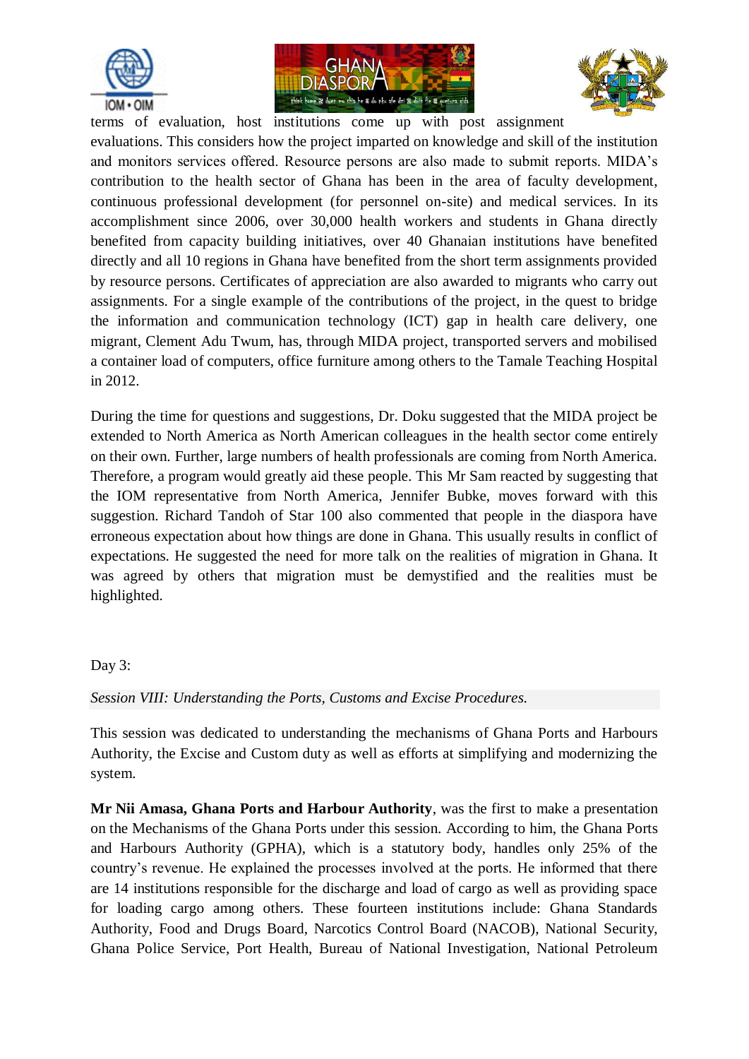terms of evaluation, host institutions come up with post assignment evaluations. This considers how the project imparted on knowledge and skill of the institution and monitors services offered. Resource persons are also made to submit reports. MIDA's contribution to the health sector of Ghana has been in the area of faculty development, continuous professional development (for personnel on-site) and medical services. In its accomplishment since 2006, over 30,000 health workers and students in Ghana directly benefited from capacity building initiatives, over 40 Ghanaian institutions have benefited directly and all 10 regions in Ghana have benefited from the short term assignments provided by resource persons. Certificates of appreciation are also awarded to migrants who carry out assignments. For a single example of the contributions of the project, in the quest to bridge the information and communication technology (ICT) gap in health care delivery, one migrant, Clement Adu Twum, has, through MIDA project, transported servers and mobilised a container load of computers, office furniture among others to the Tamale Teaching Hospital in 2012.

During the time for questions and suggestions, Dr. Doku suggested that the MIDA project be extended to North America as North American colleagues in the health sector come entirely on their own. Further, large numbers of health professionals are coming from North America. Therefore, a program would greatly aid these people. This Mr Sam reacted by suggesting that the IOM representative from North America, Jennifer Bubke, moves forward with this suggestion. Richard Tandoh of Star 100 also commented that people in the diaspora have erroneous expectation about how things are done in Ghana. This usually results in conflict of expectations. He suggested the need for more talk on the realities of migration in Ghana. It was agreed by others that migration must be demystified and the realities must be highlighted.

Day 3:

*Session VIII: Understanding the Ports, Customs and Excise Procedures.*

This session was dedicated to understanding the mechanisms of Ghana Ports and Harbours Authority, the Excise and Custom duty as well as efforts at simplifying and modernizing the system.

**Mr Nii Amasa, Ghana Ports and Harbour Authority**, was the first to make a presentation on the Mechanisms of the Ghana Ports under this session. According to him, the Ghana Ports and Harbours Authority (GPHA), which is a statutory body, handles only 25% of the country's revenue. He explained the processes involved at the ports. He informed that there are 14 institutions responsible for the discharge and load of cargo as well as providing space for loading cargo among others. These fourteen institutions include: Ghana Standards Authority, Food and Drugs Board, Narcotics Control Board (NACOB), National Security, Ghana Police Service, Port Health, Bureau of National Investigation, National Petroleum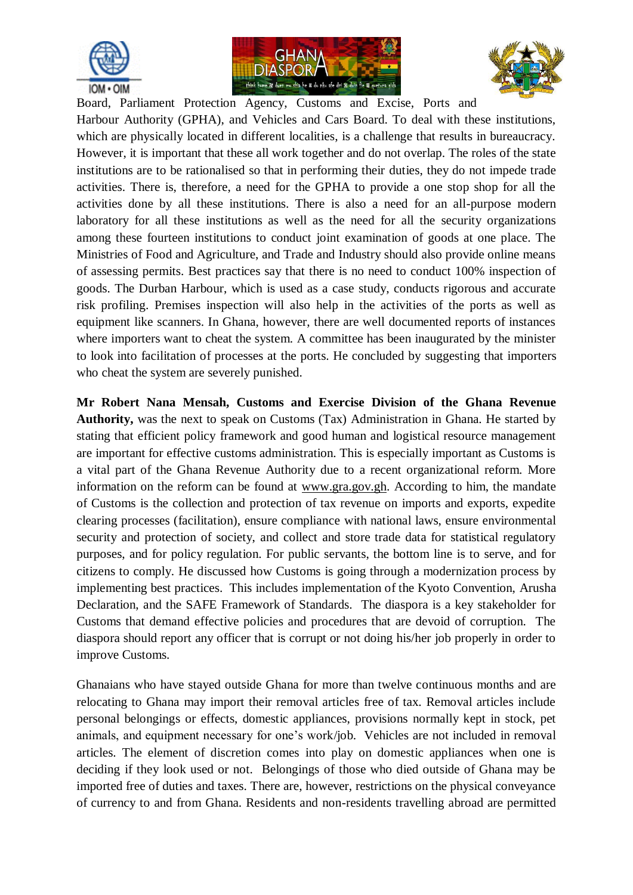Board, Parliament Protection Agency, Customs and Excise, Ports and Harbour Authority (GPHA), and Vehicles and Cars Board. To deal with these institutions, which are physically located in different localities, is a challenge that results in bureaucracy. However, it is important that these all work together and do not overlap. The roles of the state institutions are to be rationalised so that in performing their duties, they do not impede trade activities. There is, therefore, a need for the GPHA to provide a one stop shop for all the activities done by all these institutions. There is also a need for an all-purpose modern laboratory for all these institutions as well as the need for all the security organizations among these fourteen institutions to conduct joint examination of goods at one place. The Ministries of Food and Agriculture, and Trade and Industry should also provide online means of assessing permits. Best practices say that there is no need to conduct 100% inspection of goods. The Durban Harbour, which is used as a case study, conducts rigorous and accurate risk profiling. Premises inspection will also help in the activities of the ports as well as equipment like scanners. In Ghana, however, there are well documented reports of instances where importers want to cheat the system. A committee has been inaugurated by the minister to look into facilitation of processes at the ports. He concluded by suggesting that importers who cheat the system are severely punished.

**Mr Robert Nana Mensah, Customs and Exercise Division of the Ghana Revenue Authority,** was the next to speak on Customs (Tax) Administration in Ghana. He started by stating that efficient policy framework and good human and logistical resource management are important for effective customs administration. This is especially important as Customs is a vital part of the Ghana Revenue Authority due to a recent organizational reform. More information on the reform can be found at www.gra.gov.gh. According to him, the mandate of Customs is the collection and protection of tax revenue on imports and exports, expedite clearing processes (facilitation), ensure compliance with national laws, ensure environmental security and protection of society, and collect and store trade data for statistical regulatory purposes, and for policy regulation. For public servants, the bottom line is to serve, and for citizens to comply. He discussed how Customs is going through a modernization process by implementing best practices. This includes implementation of the Kyoto Convention, Arusha Declaration, and the SAFE Framework of Standards. The diaspora is a key stakeholder for Customs that demand effective policies and procedures that are devoid of corruption. The diaspora should report any officer that is corrupt or not doing his/her job properly in order to improve Customs.

Ghanaians who have stayed outside Ghana for more than twelve continuous months and are relocating to Ghana may import their removal articles free of tax. Removal articles include personal belongings or effects, domestic appliances, provisions normally kept in stock, pet animals, and equipment necessary for one's work/job. Vehicles are not included in removal articles. The element of discretion comes into play on domestic appliances when one is deciding if they look used or not. Belongings of those who died outside of Ghana may be imported free of duties and taxes. There are, however, restrictions on the physical conveyance of currency to and from Ghana. Residents and non-residents travelling abroad are permitted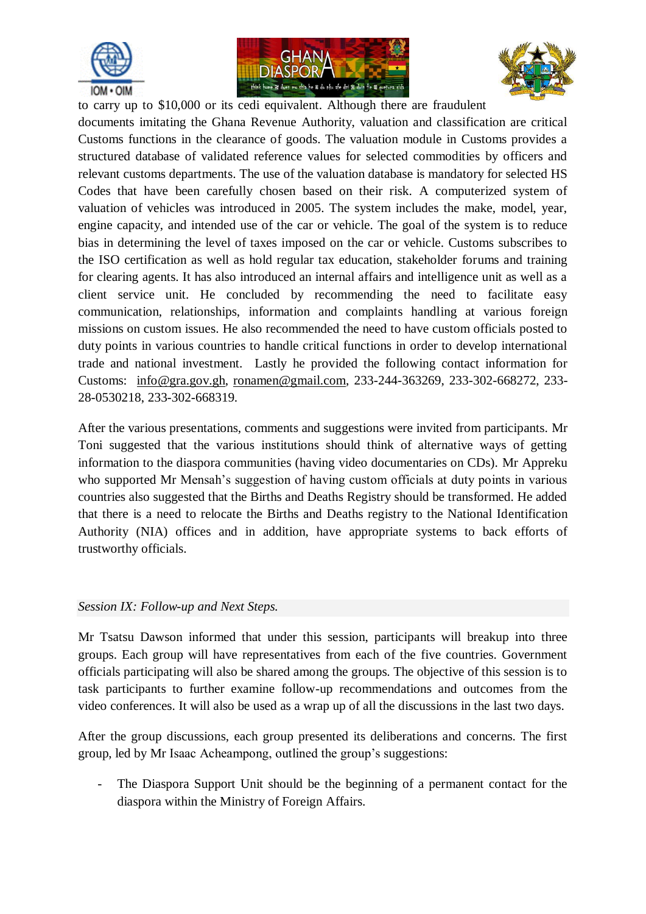to carry up to $10,000 or its cedi equivalent. Although there are fraudulent documents imitating the Ghana Revenue Authority, valuation and classification are critical Customs functions in the clearance of goods. The valuation module in Customs provides a structured database of validated reference values for selected commodities by officers and relevant customs departments. The use of the valuation database is mandatory for selected HS Codes that have been carefully chosen based on their risk. A computerized system of valuation of vehicles was introduced in 2005. The system includes the make, model, year, engine capacity, and intended use of the car or vehicle. The goal of the system is to reduce bias in determining the level of taxes imposed on the car or vehicle. Customs subscribes to the ISO certification as well as hold regular tax education, stakeholder forums and training for clearing agents. It has also introduced an internal affairs and intelligence unit as well as a client service unit. He concluded by recommending the need to facilitate easy communication, relationships, information and complaints handling at various foreign missions on custom issues. He also recommended the need to have custom officials posted to duty points in various countries to handle critical functions in order to develop international trade and national investment. Lastly he provided the following contact information for Customs: info@gra.gov.gh, ronamen@gmail.com, 233-244-363269, 233-302-668272, 233-28-0530218, 233-302-668319.

After the various presentations, comments and suggestions were invited from participants. Mr Toni suggested that the various institutions should think of alternative ways of getting information to the diaspora communities (having video documentaries on CDs). Mr Appreku who supported Mr Mensah's suggestion of having custom officials at duty points in various countries also suggested that the Births and Deaths Registry should be transformed. He added that there is a need to relocate the Births and Deaths registry to the National Identification Authority (NIA) offices and in addition, have appropriate systems to back efforts of trustworthy officials.

*Session IX: Follow-up and Next Steps.*

Mr Tsatsu Dawson informed that under this session, participants will breakup into three groups. Each group will have representatives from each of the five countries. Government officials participating will also be shared among the groups. The objective of this session is to task participants to further examine follow-up recommendations and outcomes from the video conferences. It will also be used as a wrap up of all the discussions in the last two days.

After the group discussions, each group presented its deliberations and concerns. The first group, led by Mr Isaac Acheampong, outlined the group's suggestions:

- The Diaspora Support Unit should be the beginning of a permanent contact for the diaspora within the Ministry of Foreign Affairs.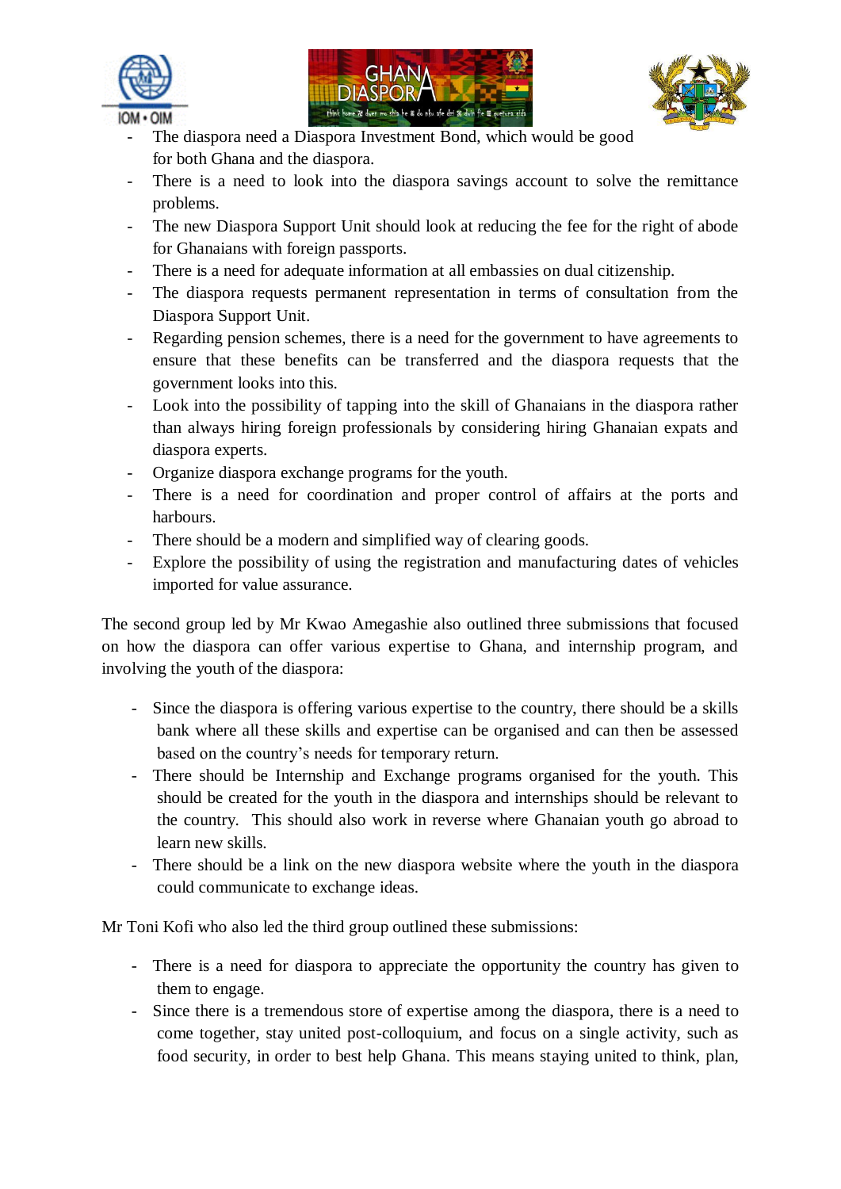- The diaspora need a Diaspora Investment Bond, which would be good for both Ghana and the diaspora.
- There is a need to look into the diaspora savings account to solve the remittance problems.
- The new Diaspora Support Unit should look at reducing the fee for the right of abode for Ghanaians with foreign passports.
- There is a need for adequate information at all embassies on dual citizenship.
- The diaspora requests permanent representation in terms of consultation from the Diaspora Support Unit.
- Regarding pension schemes, there is a need for the government to have agreements to ensure that these benefits can be transferred and the diaspora requests that the government looks into this.
- Look into the possibility of tapping into the skill of Ghanaians in the diaspora rather than always hiring foreign professionals by considering hiring Ghanaian expats and diaspora experts.
- Organize diaspora exchange programs for the youth.
- There is a need for coordination and proper control of affairs at the ports and harbours.
- There should be a modern and simplified way of clearing goods.
- Explore the possibility of using the registration and manufacturing dates of vehicles imported for value assurance.

The second group led by Mr Kwao Amegashie also outlined three submissions that focused on how the diaspora can offer various expertise to Ghana, and internship program, and involving the youth of the diaspora:

- Since the diaspora is offering various expertise to the country, there should be a skills bank where all these skills and expertise can be organised and can then be assessed based on the country's needs for temporary return.
- There should be Internship and Exchange programs organised for the youth. This should be created for the youth in the diaspora and internships should be relevant to the country. This should also work in reverse where Ghanaian youth go abroad to learn new skills.
- There should be a link on the new diaspora website where the youth in the diaspora could communicate to exchange ideas.

Mr Toni Kofi who also led the third group outlined these submissions:

- There is a need for diaspora to appreciate the opportunity the country has given to them to engage.
- Since there is a tremendous store of expertise among the diaspora, there is a need to come together, stay united post-colloquium, and focus on a single activity, such as food security, in order to best help Ghana. This means staying united to think, plan,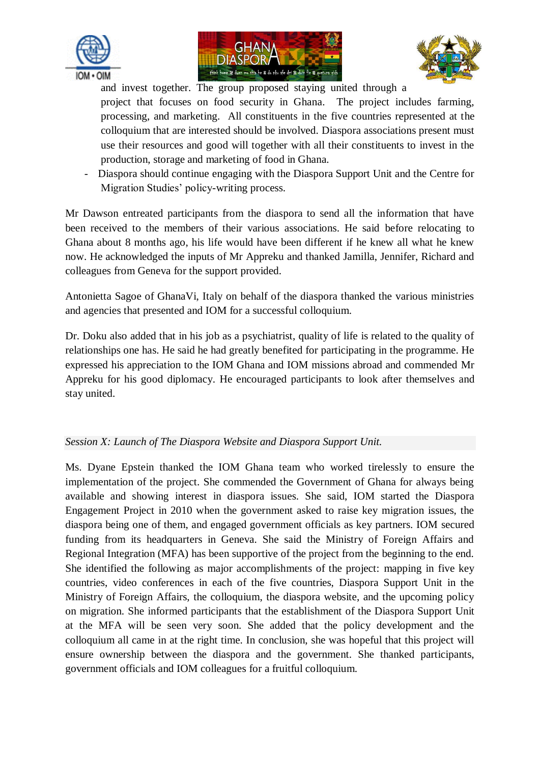and invest together. The group proposed staying united through a project that focuses on food security in Ghana. The project includes farming, processing, and marketing. All constituents in the five countries represented at the colloquium that are interested should be involved. Diaspora associations present must use their resources and good will together with all their constituents to invest in the production, storage and marketing of food in Ghana.

- Diaspora should continue engaging with the Diaspora Support Unit and the Centre for Migration Studies' policy-writing process.

Mr Dawson entreated participants from the diaspora to send all the information that have been received to the members of their various associations. He said before relocating to Ghana about 8 months ago, his life would have been different if he knew all what he knew now. He acknowledged the inputs of Mr Appreku and thanked Jamilla, Jennifer, Richard and colleagues from Geneva for the support provided.

Antonietta Sagoe of GhanaVi, Italy on behalf of the diaspora thanked the various ministries and agencies that presented and IOM for a successful colloquium.

Dr. Doku also added that in his job as a psychiatrist, quality of life is related to the quality of relationships one has. He said he had greatly benefited for participating in the programme. He expressed his appreciation to the IOM Ghana and IOM missions abroad and commended Mr Appreku for his good diplomacy. He encouraged participants to look after themselves and stay united.

*Session X: Launch of The Diaspora Website and Diaspora Support Unit.*

Ms. Dyane Epstein thanked the IOM Ghana team who worked tirelessly to ensure the implementation of the project. She commended the Government of Ghana for always being available and showing interest in diaspora issues. She said, IOM started the Diaspora Engagement Project in 2010 when the government asked to raise key migration issues, the diaspora being one of them, and engaged government officials as key partners. IOM secured funding from its headquarters in Geneva. She said the Ministry of Foreign Affairs and Regional Integration (MFA) has been supportive of the project from the beginning to the end. She identified the following as major accomplishments of the project: mapping in five key countries, video conferences in each of the five countries, Diaspora Support Unit in the Ministry of Foreign Affairs, the colloquium, the diaspora website, and the upcoming policy on migration. She informed participants that the establishment of the Diaspora Support Unit at the MFA will be seen very soon. She added that the policy development and the colloquium all came in at the right time. In conclusion, she was hopeful that this project will ensure ownership between the diaspora and the government. She thanked participants, government officials and IOM colleagues for a fruitful colloquium.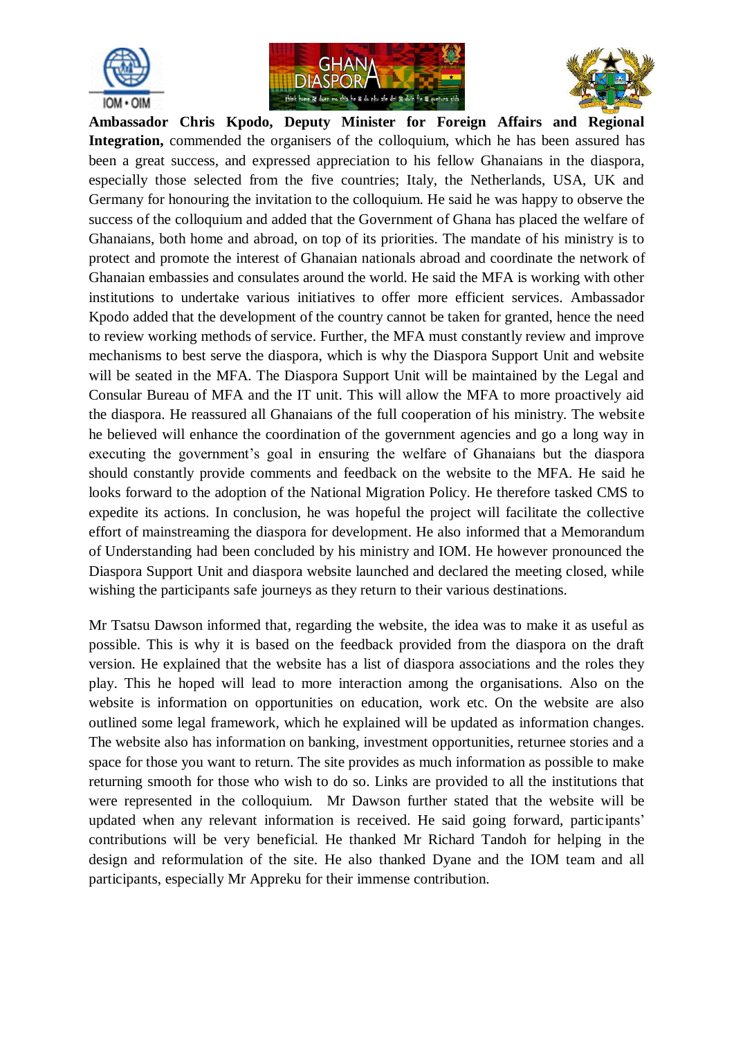**Ambassador Chris Kpodo, Deputy Minister for Foreign Affairs and Regional Integration,** commended the organisers of the colloquium, which he has been assured has been a great success, and expressed appreciation to his fellow Ghanaians in the diaspora, especially those selected from the five countries; Italy, the Netherlands, USA, UK and Germany for honouring the invitation to the colloquium. He said he was happy to observe the success of the colloquium and added that the Government of Ghana has placed the welfare of Ghanaians, both home and abroad, on top of its priorities. The mandate of his ministry is to protect and promote the interest of Ghanaian nationals abroad and coordinate the network of Ghanaian embassies and consulates around the world. He said the MFA is working with other institutions to undertake various initiatives to offer more efficient services. Ambassador Kpodo added that the development of the country cannot be taken for granted, hence the need to review working methods of service. Further, the MFA must constantly review and improve mechanisms to best serve the diaspora, which is why the Diaspora Support Unit and website will be seated in the MFA. The Diaspora Support Unit will be maintained by the Legal and Consular Bureau of MFA and the IT unit. This will allow the MFA to more proactively aid the diaspora. He reassured all Ghanaians of the full cooperation of his ministry. The website he believed will enhance the coordination of the government agencies and go a long way in executing the government's goal in ensuring the welfare of Ghanaians but the diaspora should constantly provide comments and feedback on the website to the MFA. He said he looks forward to the adoption of the National Migration Policy. He therefore tasked CMS to expedite its actions. In conclusion, he was hopeful the project will facilitate the collective effort of mainstreaming the diaspora for development. He also informed that a Memorandum of Understanding had been concluded by his ministry and IOM. He however pronounced the Diaspora Support Unit and diaspora website launched and declared the meeting closed, while wishing the participants safe journeys as they return to their various destinations.

Mr Tsatsu Dawson informed that, regarding the website, the idea was to make it as useful as possible. This is why it is based on the feedback provided from the diaspora on the draft version. He explained that the website has a list of diaspora associations and the roles they play. This he hoped will lead to more interaction among the organisations. Also on the website is information on opportunities on education, work etc. On the website are also outlined some legal framework, which he explained will be updated as information changes. The website also has information on banking, investment opportunities, returnee stories and a space for those you want to return. The site provides as much information as possible to make returning smooth for those who wish to do so. Links are provided to all the institutions that were represented in the colloquium. Mr Dawson further stated that the website will be updated when any relevant information is received. He said going forward, participants' contributions will be very beneficial. He thanked Mr Richard Tandoh for helping in the design and reformulation of the site. He also thanked Dyane and the IOM team and all participants, especially Mr Appreku for their immense contribution.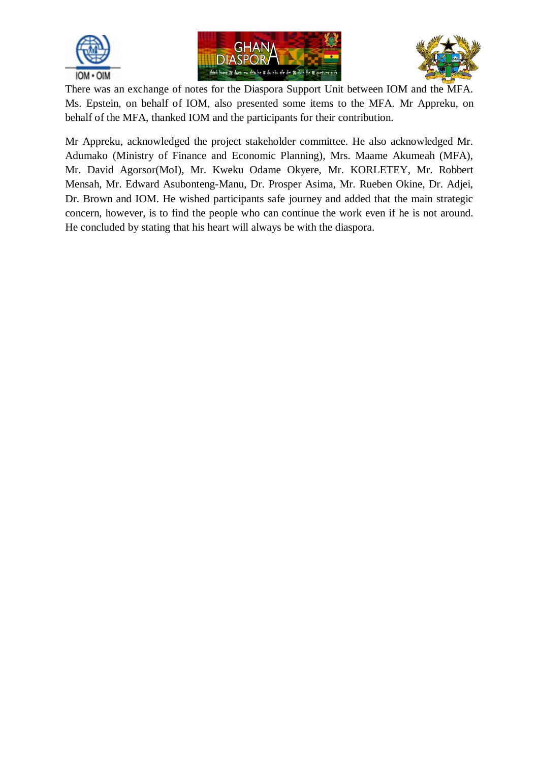There was an exchange of notes for the Diaspora Support Unit between IOM and the MFA. Ms. Epstein, on behalf of IOM, also presented some items to the MFA. Mr Appreku, on behalf of the MFA, thanked IOM and the participants for their contribution.

Mr Appreku, acknowledged the project stakeholder committee. He also acknowledged Mr. Adumako (Ministry of Finance and Economic Planning), Mrs. Maame Akumeah (MFA), Mr. David Agorsor(MoI), Mr. Kweku Odame Okyere, Mr. KORLETEY, Mr. Robbert Mensah, Mr. Edward Asubonteng-Manu, Dr. Prosper Asima, Mr. Rueben Okine, Dr. Adjei, Dr. Brown and IOM. He wished participants safe journey and added that the main strategic concern, however, is to find the people who can continue the work even if he is not around. He concluded by stating that his heart will always be with the diaspora.